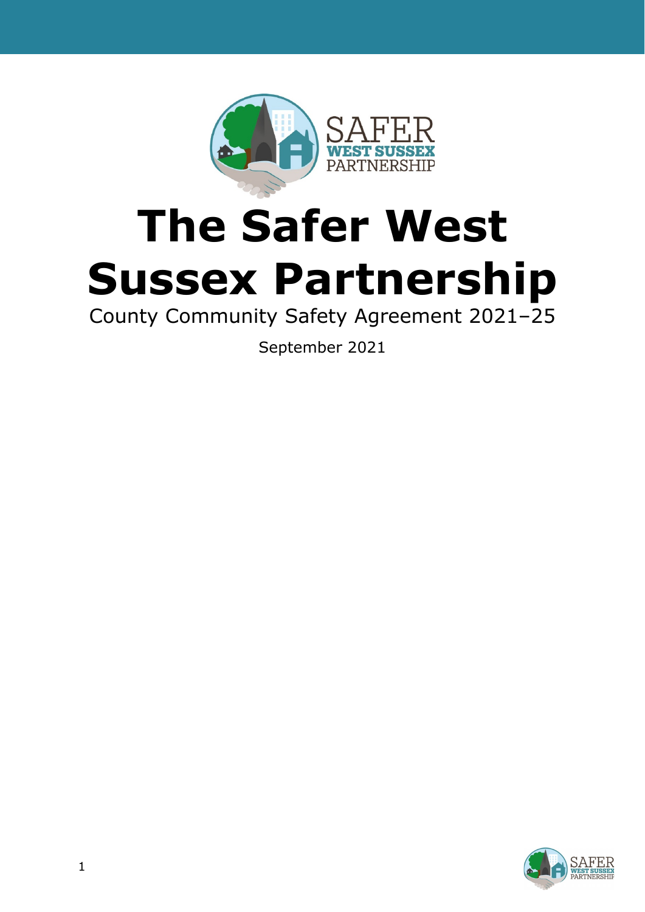# The Safer West Sussex Partnership

County Community Safety Agreement 2021–25

September 2021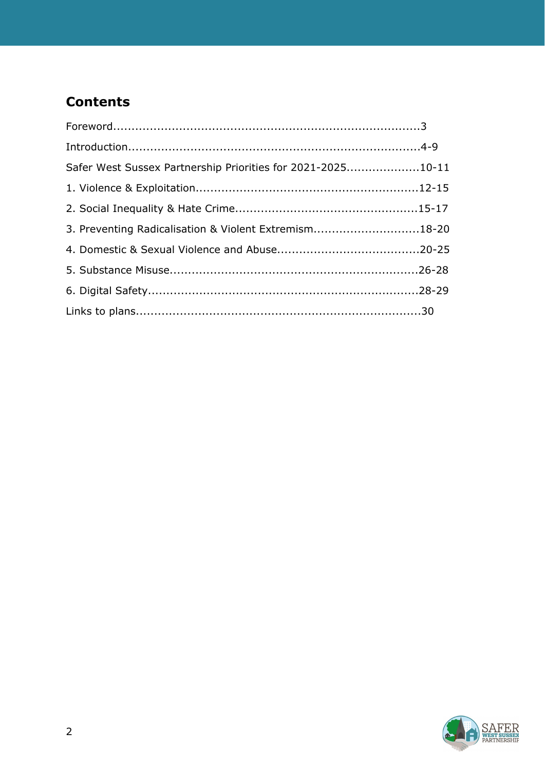## Contents

Foreword....................................................................................3

Introduction................................................................................4-9

Safer West Sussex Partnership Priorities for 2021-2025....................10-11

1. Violence & Exploitation.............................................................12-15

2. Social Inequality & Hate Crime..................................................15-17

3. Preventing Radicalisation & Violent Extremism.............................18-20

4. Domestic & Sexual Violence and Abuse.......................................20-25

5. Substance Misuse....................................................................26-28

6. Digital Safety..........................................................................28-29

Links to plans..............................................................................30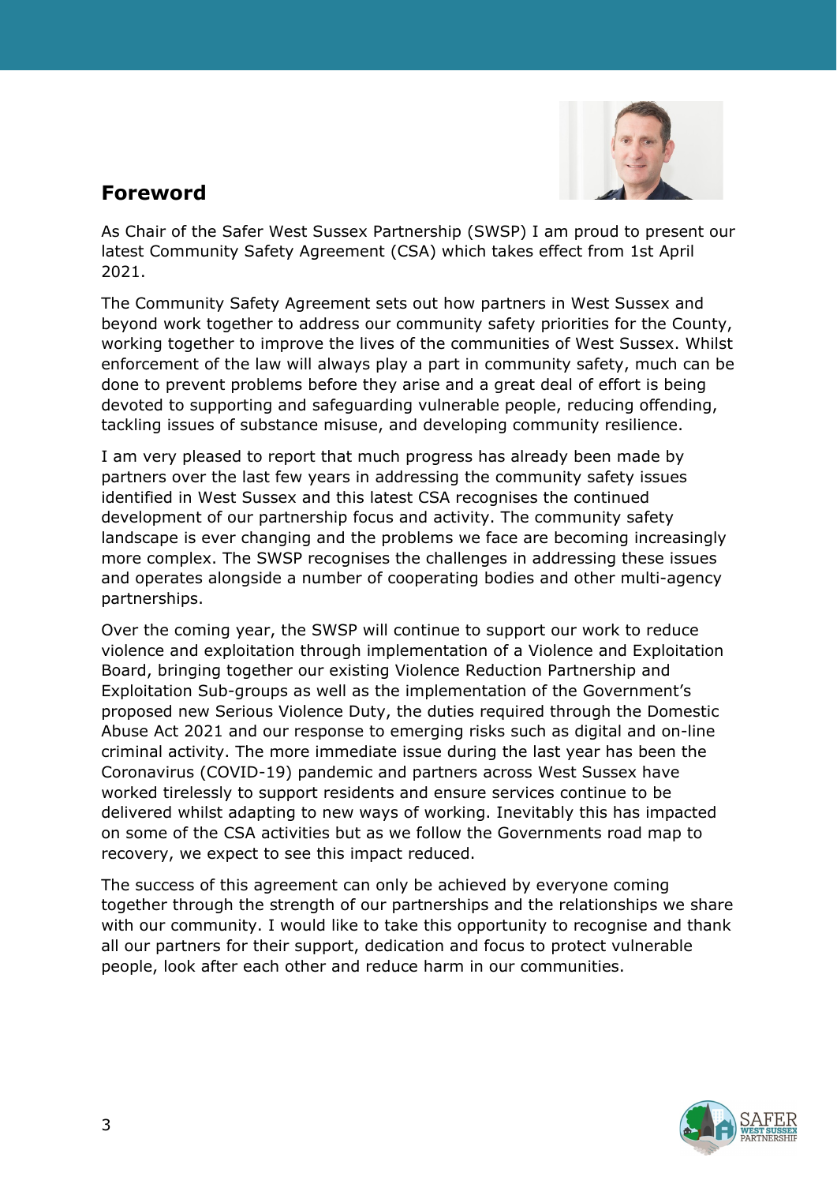## Foreword

As Chair of the Safer West Sussex Partnership (SWSP) I am proud to present our latest Community Safety Agreement (CSA) which takes effect from 1st April 2021.

The Community Safety Agreement sets out how partners in West Sussex and beyond work together to address our community safety priorities for the County, working together to improve the lives of the communities of West Sussex. Whilst enforcement of the law will always play a part in community safety, much can be done to prevent problems before they arise and a great deal of effort is being devoted to supporting and safeguarding vulnerable people, reducing offending, tackling issues of substance misuse, and developing community resilience.

I am very pleased to report that much progress has already been made by partners over the last few years in addressing the community safety issues identified in West Sussex and this latest CSA recognises the continued development of our partnership focus and activity. The community safety landscape is ever changing and the problems we face are becoming increasingly more complex. The SWSP recognises the challenges in addressing these issues and operates alongside a number of cooperating bodies and other multi-agency partnerships.

Over the coming year, the SWSP will continue to support our work to reduce violence and exploitation through implementation of a Violence and Exploitation Board, bringing together our existing Violence Reduction Partnership and Exploitation Sub-groups as well as the implementation of the Government's proposed new Serious Violence Duty, the duties required through the Domestic Abuse Act 2021 and our response to emerging risks such as digital and on-line criminal activity. The more immediate issue during the last year has been the Coronavirus (COVID-19) pandemic and partners across West Sussex have worked tirelessly to support residents and ensure services continue to be delivered whilst adapting to new ways of working. Inevitably this has impacted on some of the CSA activities but as we follow the Governments road map to recovery, we expect to see this impact reduced.

The success of this agreement can only be achieved by everyone coming together through the strength of our partnerships and the relationships we share with our community. I would like to take this opportunity to recognise and thank all our partners for their support, dedication and focus to protect vulnerable people, look after each other and reduce harm in our communities.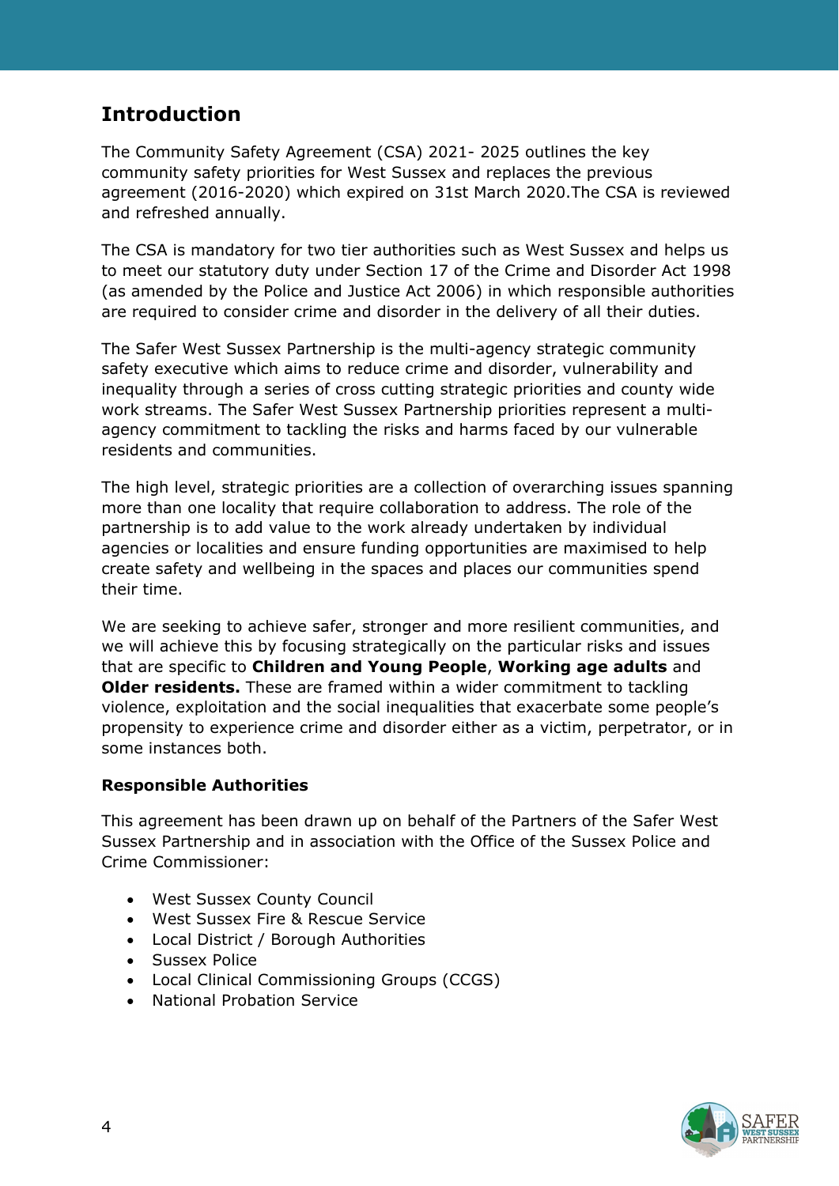## Introduction

The Community Safety Agreement (CSA) 2021- 2025 outlines the key community safety priorities for West Sussex and replaces the previous agreement (2016-2020) which expired on 31st March 2020.The CSA is reviewed and refreshed annually.

The CSA is mandatory for two tier authorities such as West Sussex and helps us to meet our statutory duty under Section 17 of the Crime and Disorder Act 1998 (as amended by the Police and Justice Act 2006) in which responsible authorities are required to consider crime and disorder in the delivery of all their duties.

The Safer West Sussex Partnership is the multi-agency strategic community safety executive which aims to reduce crime and disorder, vulnerability and inequality through a series of cross cutting strategic priorities and county wide work streams. The Safer West Sussex Partnership priorities represent a multi-agency commitment to tackling the risks and harms faced by our vulnerable residents and communities.

The high level, strategic priorities are a collection of overarching issues spanning more than one locality that require collaboration to address. The role of the partnership is to add value to the work already undertaken by individual agencies or localities and ensure funding opportunities are maximised to help create safety and wellbeing in the spaces and places our communities spend their time.

We are seeking to achieve safer, stronger and more resilient communities, and we will achieve this by focusing strategically on the particular risks and issues that are specific to **Children and Young People**, **Working age adults** and **Older residents.** These are framed within a wider commitment to tackling violence, exploitation and the social inequalities that exacerbate some people's propensity to experience crime and disorder either as a victim, perpetrator, or in some instances both.

**Responsible Authorities**

This agreement has been drawn up on behalf of the Partners of the Safer West Sussex Partnership and in association with the Office of the Sussex Police and Crime Commissioner:

- West Sussex County Council
- West Sussex Fire & Rescue Service
- Local District / Borough Authorities
- Sussex Police
- Local Clinical Commissioning Groups (CCGS)
- National Probation Service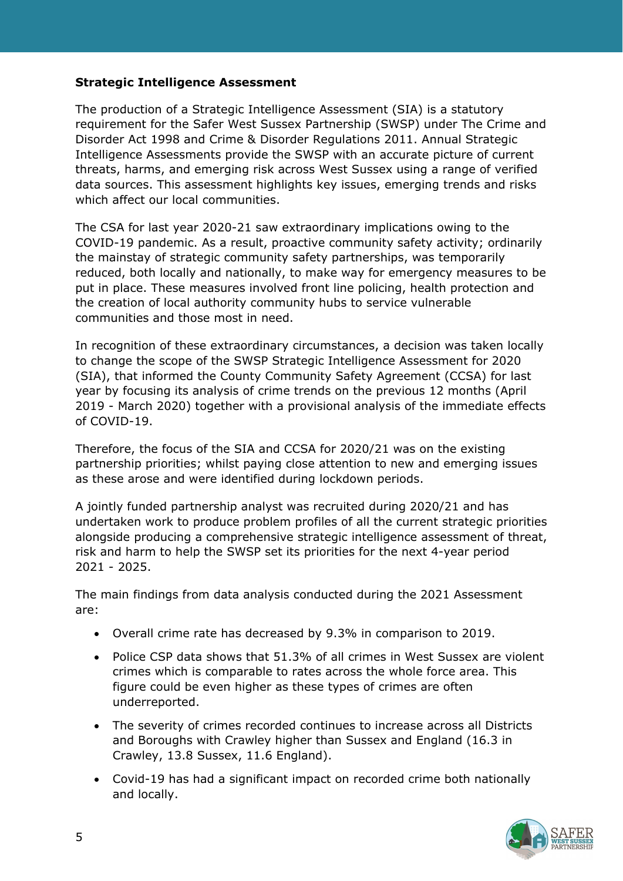**Strategic Intelligence Assessment**

The production of a Strategic Intelligence Assessment (SIA) is a statutory requirement for the Safer West Sussex Partnership (SWSP) under The Crime and Disorder Act 1998 and Crime & Disorder Regulations 2011. Annual Strategic Intelligence Assessments provide the SWSP with an accurate picture of current threats, harms, and emerging risk across West Sussex using a range of verified data sources. This assessment highlights key issues, emerging trends and risks which affect our local communities.

The CSA for last year 2020-21 saw extraordinary implications owing to the COVID-19 pandemic. As a result, proactive community safety activity; ordinarily the mainstay of strategic community safety partnerships, was temporarily reduced, both locally and nationally, to make way for emergency measures to be put in place. These measures involved front line policing, health protection and the creation of local authority community hubs to service vulnerable communities and those most in need.

In recognition of these extraordinary circumstances, a decision was taken locally to change the scope of the SWSP Strategic Intelligence Assessment for 2020 (SIA), that informed the County Community Safety Agreement (CCSA) for last year by focusing its analysis of crime trends on the previous 12 months (April 2019 - March 2020) together with a provisional analysis of the immediate effects of COVID-19.

Therefore, the focus of the SIA and CCSA for 2020/21 was on the existing partnership priorities; whilst paying close attention to new and emerging issues as these arose and were identified during lockdown periods.

A jointly funded partnership analyst was recruited during 2020/21 and has undertaken work to produce problem profiles of all the current strategic priorities alongside producing a comprehensive strategic intelligence assessment of threat, risk and harm to help the SWSP set its priorities for the next 4-year period 2021 - 2025.

The main findings from data analysis conducted during the 2021 Assessment are:

- Overall crime rate has decreased by 9.3% in comparison to 2019.
- Police CSP data shows that 51.3% of all crimes in West Sussex are violent crimes which is comparable to rates across the whole force area. This figure could be even higher as these types of crimes are often underreported.
- The severity of crimes recorded continues to increase across all Districts and Boroughs with Crawley higher than Sussex and England (16.3 in Crawley, 13.8 Sussex, 11.6 England).
- Covid-19 has had a significant impact on recorded crime both nationally and locally.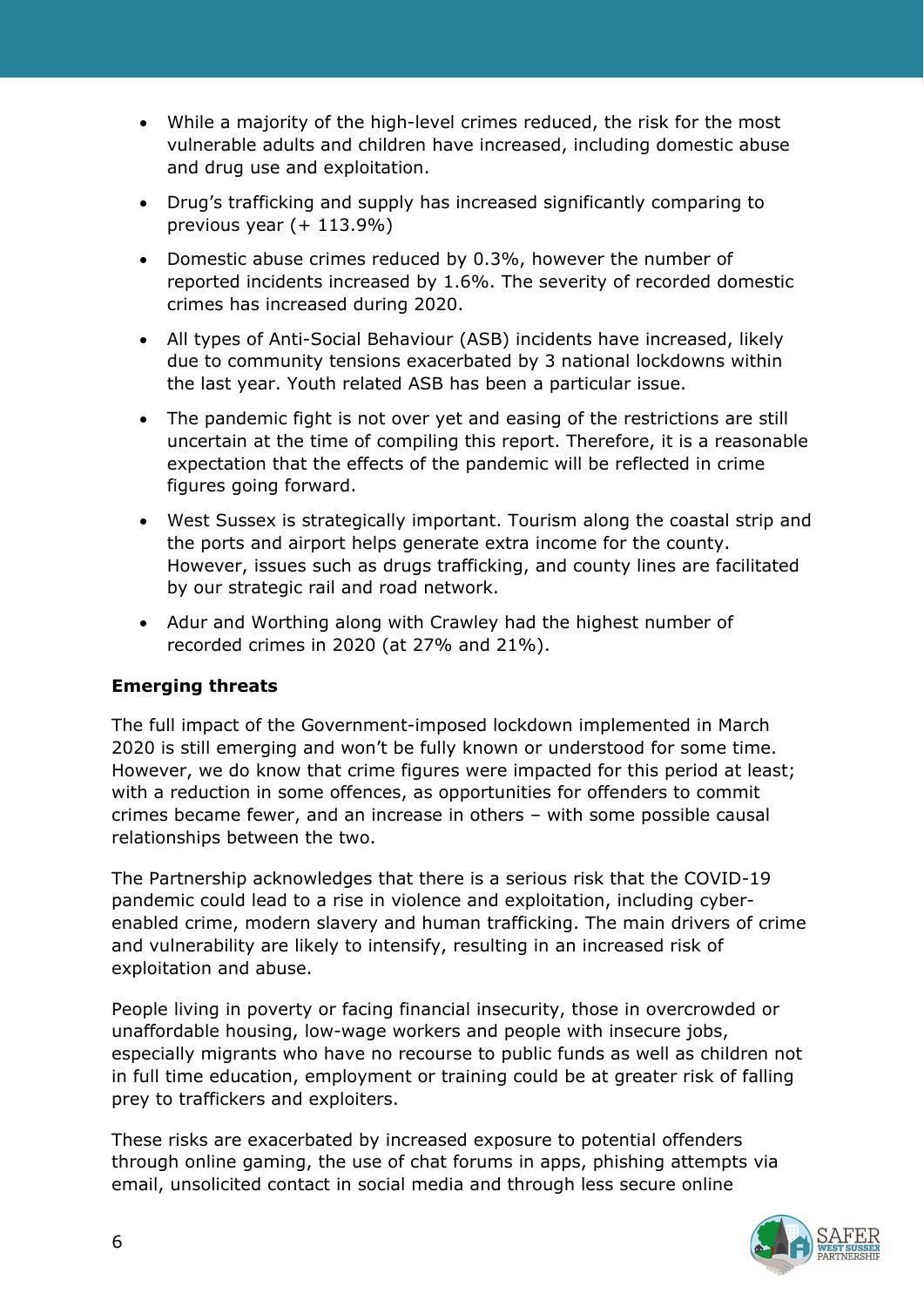- While a majority of the high-level crimes reduced, the risk for the most vulnerable adults and children have increased, including domestic abuse and drug use and exploitation.
- Drug's trafficking and supply has increased significantly comparing to previous year (+ 113.9%)
- Domestic abuse crimes reduced by 0.3%, however the number of reported incidents increased by 1.6%. The severity of recorded domestic crimes has increased during 2020.
- All types of Anti-Social Behaviour (ASB) incidents have increased, likely due to community tensions exacerbated by 3 national lockdowns within the last year. Youth related ASB has been a particular issue.
- The pandemic fight is not over yet and easing of the restrictions are still uncertain at the time of compiling this report. Therefore, it is a reasonable expectation that the effects of the pandemic will be reflected in crime figures going forward.
- West Sussex is strategically important. Tourism along the coastal strip and the ports and airport helps generate extra income for the county. However, issues such as drugs trafficking, and county lines are facilitated by our strategic rail and road network.
- Adur and Worthing along with Crawley had the highest number of recorded crimes in 2020 (at 27% and 21%).

**Emerging threats**

The full impact of the Government-imposed lockdown implemented in March 2020 is still emerging and won't be fully known or understood for some time. However, we do know that crime figures were impacted for this period at least; with a reduction in some offences, as opportunities for offenders to commit crimes became fewer, and an increase in others – with some possible causal relationships between the two.

The Partnership acknowledges that there is a serious risk that the COVID-19 pandemic could lead to a rise in violence and exploitation, including cyber-enabled crime, modern slavery and human trafficking. The main drivers of crime and vulnerability are likely to intensify, resulting in an increased risk of exploitation and abuse.

People living in poverty or facing financial insecurity, those in overcrowded or unaffordable housing, low-wage workers and people with insecure jobs, especially migrants who have no recourse to public funds as well as children not in full time education, employment or training could be at greater risk of falling prey to traffickers and exploiters.

These risks are exacerbated by increased exposure to potential offenders through online gaming, the use of chat forums in apps, phishing attempts via email, unsolicited contact in social media and through less secure online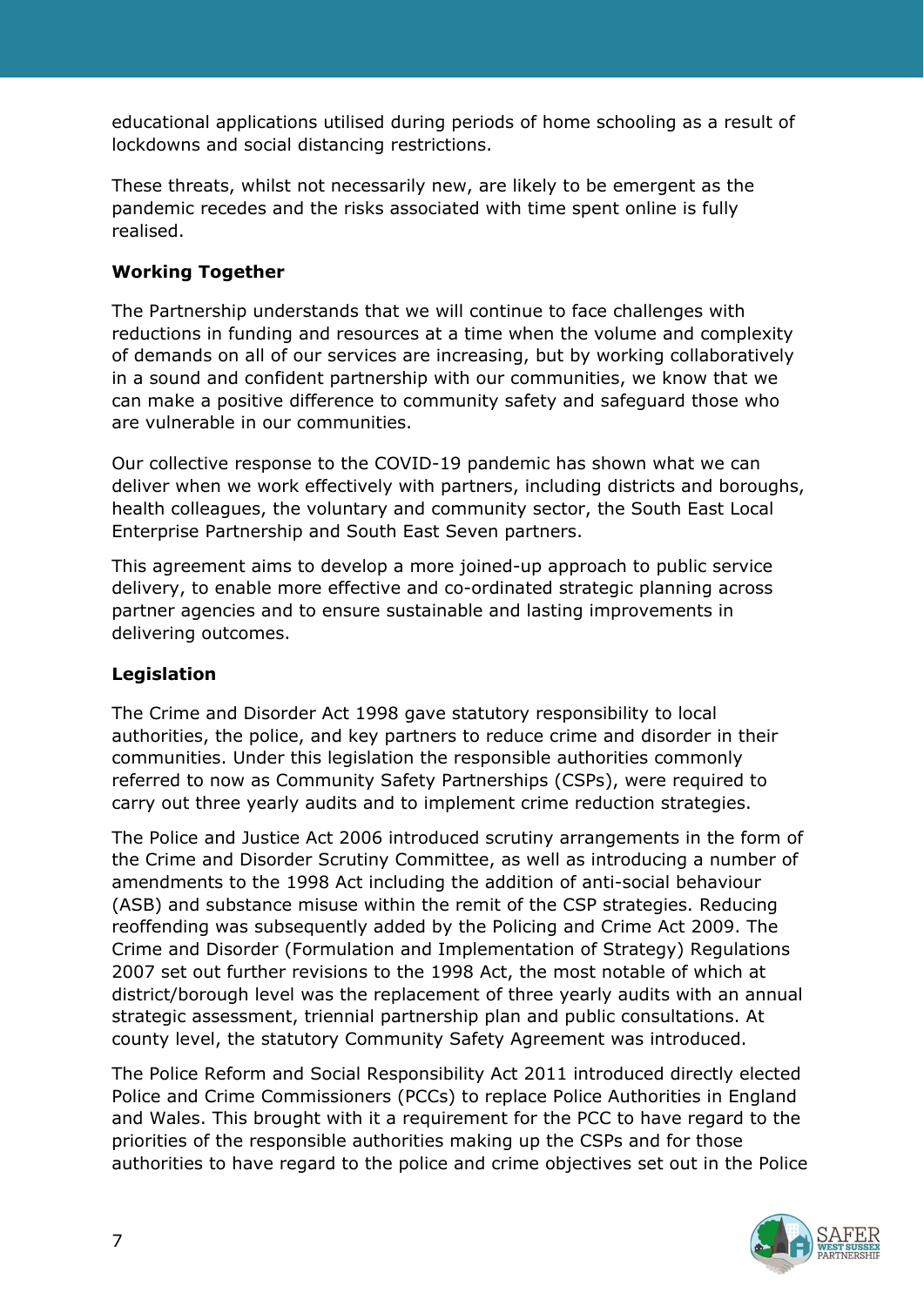educational applications utilised during periods of home schooling as a result of lockdowns and social distancing restrictions.

These threats, whilst not necessarily new, are likely to be emergent as the pandemic recedes and the risks associated with time spent online is fully realised.

**Working Together**

The Partnership understands that we will continue to face challenges with reductions in funding and resources at a time when the volume and complexity of demands on all of our services are increasing, but by working collaboratively in a sound and confident partnership with our communities, we know that we can make a positive difference to community safety and safeguard those who are vulnerable in our communities.

Our collective response to the COVID-19 pandemic has shown what we can deliver when we work effectively with partners, including districts and boroughs, health colleagues, the voluntary and community sector, the South East Local Enterprise Partnership and South East Seven partners.

This agreement aims to develop a more joined-up approach to public service delivery, to enable more effective and co-ordinated strategic planning across partner agencies and to ensure sustainable and lasting improvements in delivering outcomes.

**Legislation**

The Crime and Disorder Act 1998 gave statutory responsibility to local authorities, the police, and key partners to reduce crime and disorder in their communities. Under this legislation the responsible authorities commonly referred to now as Community Safety Partnerships (CSPs), were required to carry out three yearly audits and to implement crime reduction strategies.

The Police and Justice Act 2006 introduced scrutiny arrangements in the form of the Crime and Disorder Scrutiny Committee, as well as introducing a number of amendments to the 1998 Act including the addition of anti-social behaviour (ASB) and substance misuse within the remit of the CSP strategies. Reducing reoffending was subsequently added by the Policing and Crime Act 2009. The Crime and Disorder (Formulation and Implementation of Strategy) Regulations 2007 set out further revisions to the 1998 Act, the most notable of which at district/borough level was the replacement of three yearly audits with an annual strategic assessment, triennial partnership plan and public consultations. At county level, the statutory Community Safety Agreement was introduced.

The Police Reform and Social Responsibility Act 2011 introduced directly elected Police and Crime Commissioners (PCCs) to replace Police Authorities in England and Wales. This brought with it a requirement for the PCC to have regard to the priorities of the responsible authorities making up the CSPs and for those authorities to have regard to the police and crime objectives set out in the Police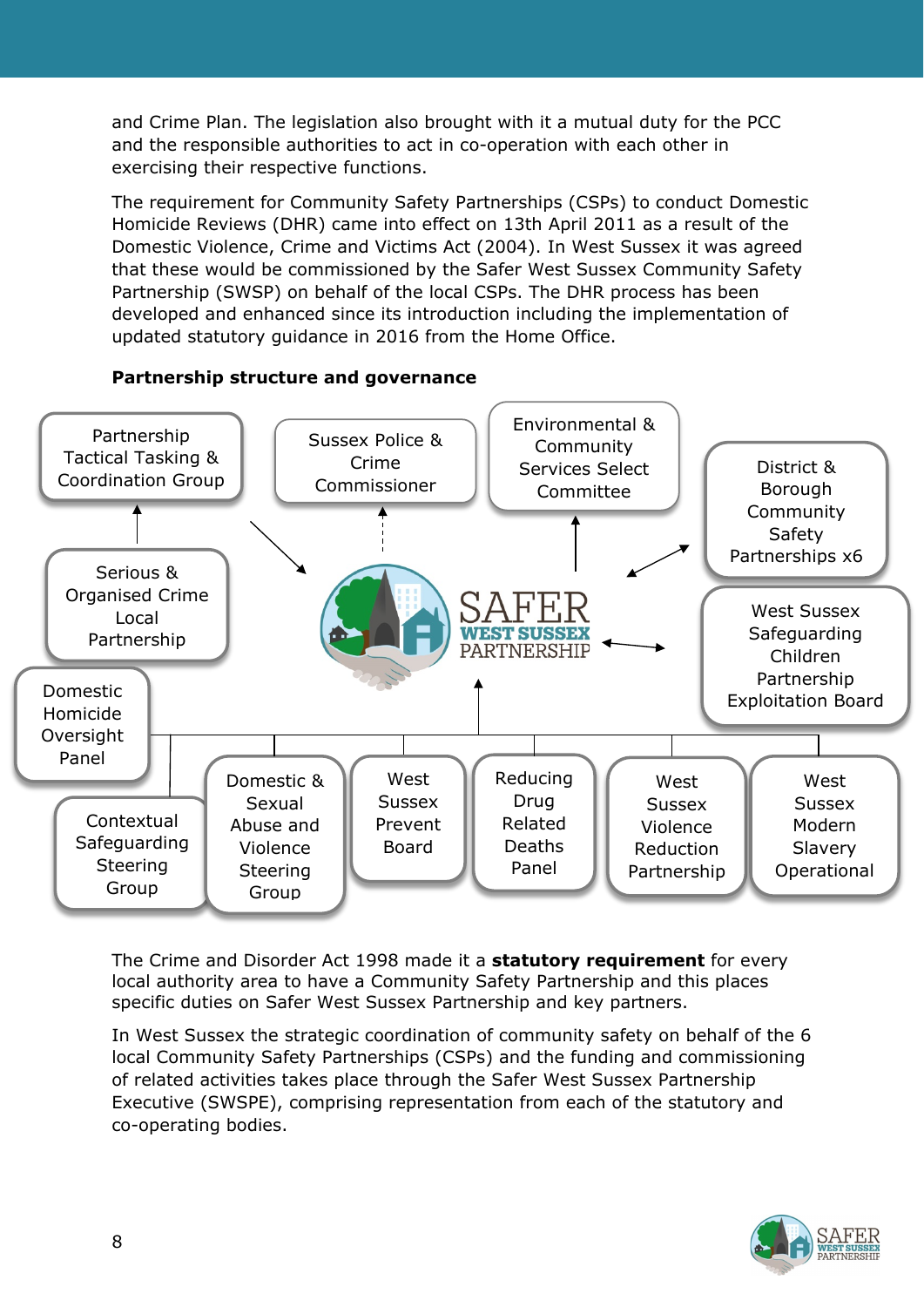and Crime Plan. The legislation also brought with it a mutual duty for the PCC and the responsible authorities to act in co-operation with each other in exercising their respective functions.

The requirement for Community Safety Partnerships (CSPs) to conduct Domestic Homicide Reviews (DHR) came into effect on 13th April 2011 as a result of the Domestic Violence, Crime and Victims Act (2004). In West Sussex it was agreed that these would be commissioned by the Safer West Sussex Community Safety Partnership (SWSP) on behalf of the local CSPs. The DHR process has been developed and enhanced since its introduction including the implementation of updated statutory guidance in 2016 from the Home Office.

**Partnership structure and governance**

Partnership Tactical Tasking & Coordination Group

Sussex Police & Crime Commissioner

Environmental & Community Services Select Committee

District & Borough Community Safety Partnerships x6

Serious & Organised Crime Local Partnership

SAFER WEST SUSSEX PARTNERSHIP

West Sussex Safeguarding Children Partnership Exploitation Board

Domestic Homicide Oversight Panel

Contextual Safeguarding Steering Group

Domestic & Sexual Abuse and Violence Steering Group

West Sussex Prevent Board

Reducing Drug Related Deaths Panel

West Sussex Violence Reduction Partnership

West Sussex Modern Slavery Operational

The Crime and Disorder Act 1998 made it a **statutory requirement** for every local authority area to have a Community Safety Partnership and this places specific duties on Safer West Sussex Partnership and key partners.

In West Sussex the strategic coordination of community safety on behalf of the 6 local Community Safety Partnerships (CSPs) and the funding and commissioning of related activities takes place through the Safer West Sussex Partnership Executive (SWSPE), comprising representation from each of the statutory and co-operating bodies.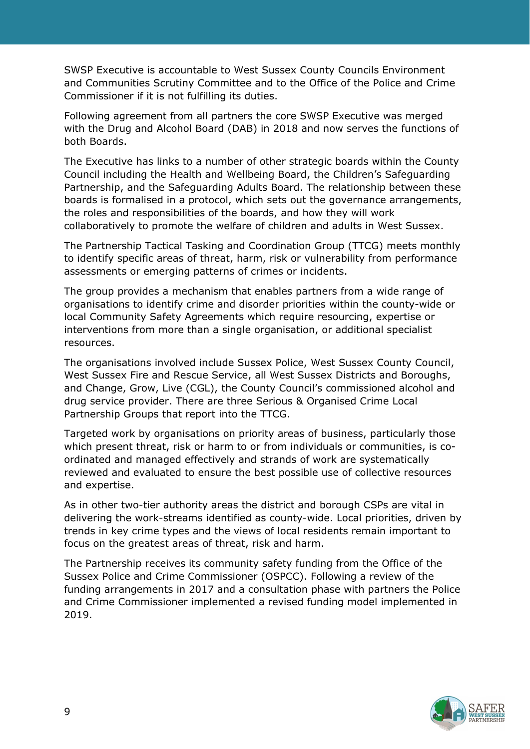SWSP Executive is accountable to West Sussex County Councils Environment and Communities Scrutiny Committee and to the Office of the Police and Crime Commissioner if it is not fulfilling its duties.

Following agreement from all partners the core SWSP Executive was merged with the Drug and Alcohol Board (DAB) in 2018 and now serves the functions of both Boards.

The Executive has links to a number of other strategic boards within the County Council including the Health and Wellbeing Board, the Children's Safeguarding Partnership, and the Safeguarding Adults Board. The relationship between these boards is formalised in a protocol, which sets out the governance arrangements, the roles and responsibilities of the boards, and how they will work collaboratively to promote the welfare of children and adults in West Sussex.

The Partnership Tactical Tasking and Coordination Group (TTCG) meets monthly to identify specific areas of threat, harm, risk or vulnerability from performance assessments or emerging patterns of crimes or incidents.

The group provides a mechanism that enables partners from a wide range of organisations to identify crime and disorder priorities within the county-wide or local Community Safety Agreements which require resourcing, expertise or interventions from more than a single organisation, or additional specialist resources.

The organisations involved include Sussex Police, West Sussex County Council, West Sussex Fire and Rescue Service, all West Sussex Districts and Boroughs, and Change, Grow, Live (CGL), the County Council's commissioned alcohol and drug service provider. There are three Serious & Organised Crime Local Partnership Groups that report into the TTCG.

Targeted work by organisations on priority areas of business, particularly those which present threat, risk or harm to or from individuals or communities, is co-ordinated and managed effectively and strands of work are systematically reviewed and evaluated to ensure the best possible use of collective resources and expertise.

As in other two-tier authority areas the district and borough CSPs are vital in delivering the work-streams identified as county-wide. Local priorities, driven by trends in key crime types and the views of local residents remain important to focus on the greatest areas of threat, risk and harm.

The Partnership receives its community safety funding from the Office of the Sussex Police and Crime Commissioner (OSPCC). Following a review of the funding arrangements in 2017 and a consultation phase with partners the Police and Crime Commissioner implemented a revised funding model implemented in 2019.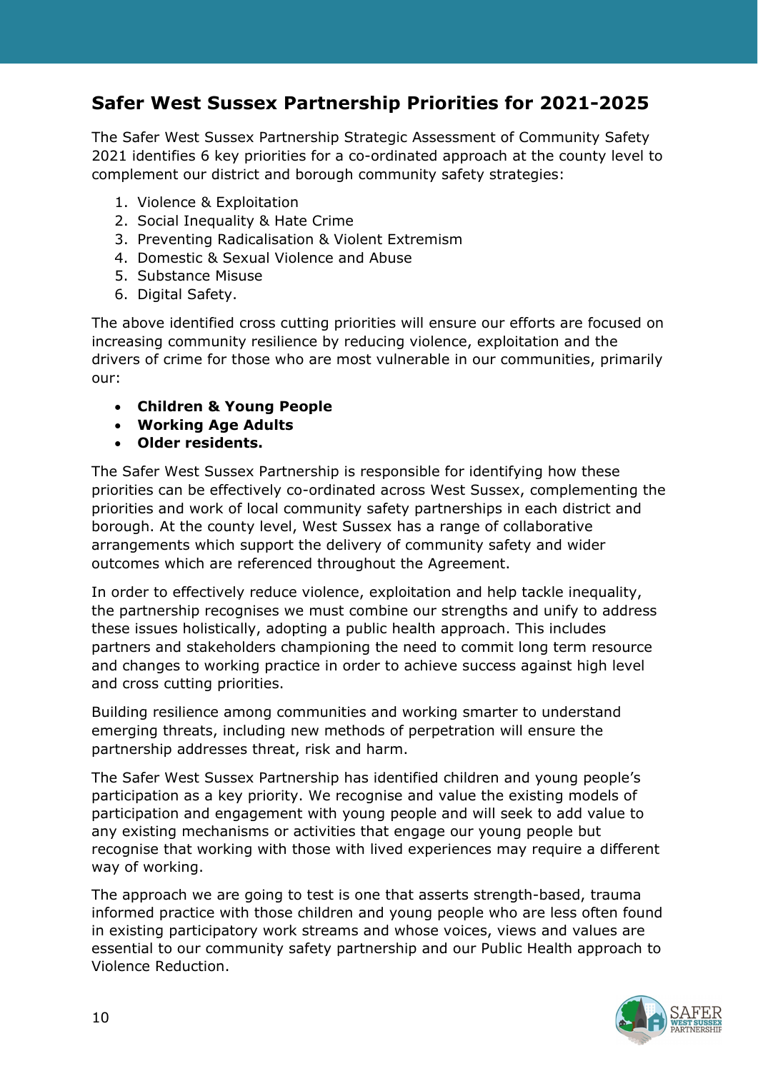## Safer West Sussex Partnership Priorities for 2021-2025

The Safer West Sussex Partnership Strategic Assessment of Community Safety 2021 identifies 6 key priorities for a co-ordinated approach at the county level to complement our district and borough community safety strategies:

1. Violence & Exploitation
2. Social Inequality & Hate Crime
3. Preventing Radicalisation & Violent Extremism
4. Domestic & Sexual Violence and Abuse
5. Substance Misuse
6. Digital Safety.

The above identified cross cutting priorities will ensure our efforts are focused on increasing community resilience by reducing violence, exploitation and the drivers of crime for those who are most vulnerable in our communities, primarily our:

- **Children & Young People**
- **Working Age Adults**
- **Older residents.**

The Safer West Sussex Partnership is responsible for identifying how these priorities can be effectively co-ordinated across West Sussex, complementing the priorities and work of local community safety partnerships in each district and borough. At the county level, West Sussex has a range of collaborative arrangements which support the delivery of community safety and wider outcomes which are referenced throughout the Agreement.

In order to effectively reduce violence, exploitation and help tackle inequality, the partnership recognises we must combine our strengths and unify to address these issues holistically, adopting a public health approach. This includes partners and stakeholders championing the need to commit long term resource and changes to working practice in order to achieve success against high level and cross cutting priorities.

Building resilience among communities and working smarter to understand emerging threats, including new methods of perpetration will ensure the partnership addresses threat, risk and harm.

The Safer West Sussex Partnership has identified children and young people's participation as a key priority. We recognise and value the existing models of participation and engagement with young people and will seek to add value to any existing mechanisms or activities that engage our young people but recognise that working with those with lived experiences may require a different way of working.

The approach we are going to test is one that asserts strength-based, trauma informed practice with those children and young people who are less often found in existing participatory work streams and whose voices, views and values are essential to our community safety partnership and our Public Health approach to Violence Reduction.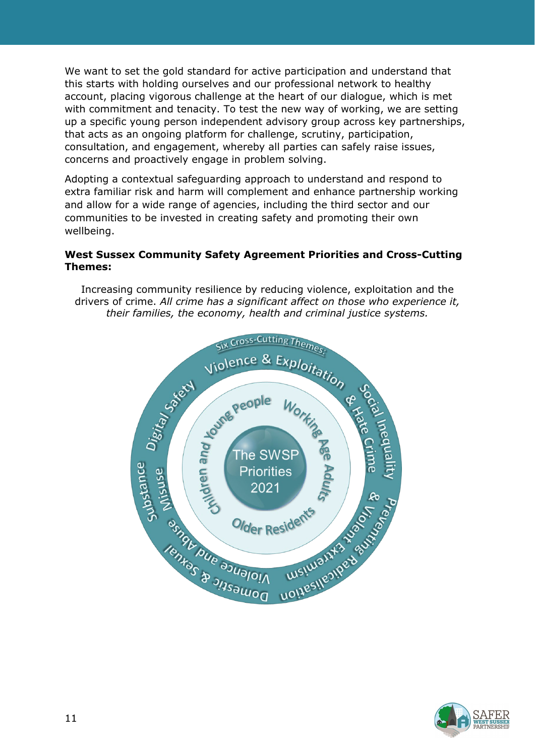We want to set the gold standard for active participation and understand that this starts with holding ourselves and our professional network to healthy account, placing vigorous challenge at the heart of our dialogue, which is met with commitment and tenacity. To test the new way of working, we are setting up a specific young person independent advisory group across key partnerships, that acts as an ongoing platform for challenge, scrutiny, participation, consultation, and engagement, whereby all parties can safely raise issues, concerns and proactively engage in problem solving.

Adopting a contextual safeguarding approach to understand and respond to extra familiar risk and harm will complement and enhance partnership working and allow for a wide range of agencies, including the third sector and our communities to be invested in creating safety and promoting their own wellbeing.

**West Sussex Community Safety Agreement Priorities and Cross-Cutting Themes:**

Increasing community resilience by reducing violence, exploitation and the drivers of crime. *All crime has a significant affect on those who experience it, their families, the economy, health and criminal justice systems.*

The SWSP Priorities 2021

- Children and Young People
- Working Age Adults
- Older Residents

Six Cross-Cutting Themes:

- Violence & Exploitation
- Social Inequality & Hate Crime
- Preventing Radicalisation & Violent Extremism
- Domestic & Sexual Violence and Abuse
- Substance Misuse
- Digital Safety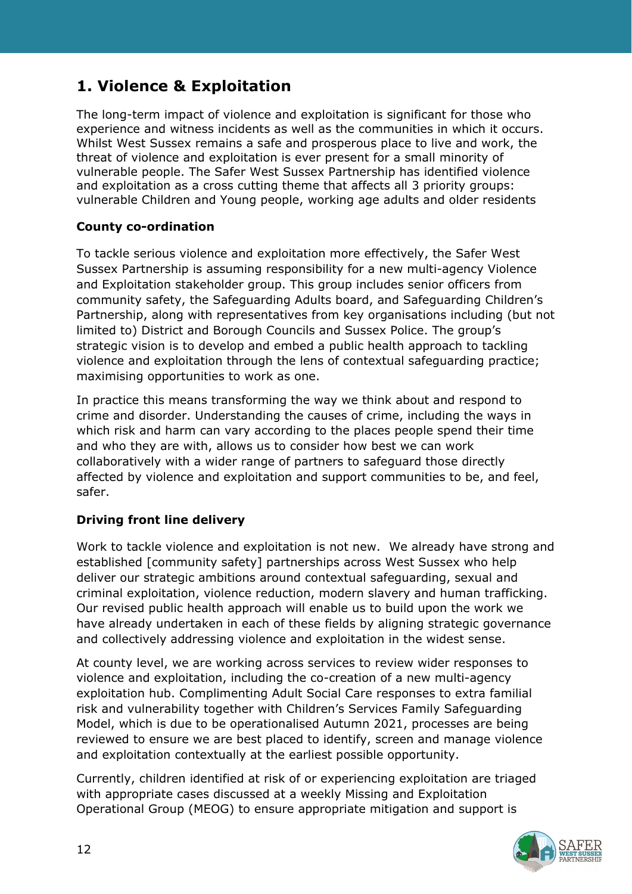## 1. Violence & Exploitation

The long-term impact of violence and exploitation is significant for those who experience and witness incidents as well as the communities in which it occurs. Whilst West Sussex remains a safe and prosperous place to live and work, the threat of violence and exploitation is ever present for a small minority of vulnerable people. The Safer West Sussex Partnership has identified violence and exploitation as a cross cutting theme that affects all 3 priority groups: vulnerable Children and Young people, working age adults and older residents

**County co-ordination**

To tackle serious violence and exploitation more effectively, the Safer West Sussex Partnership is assuming responsibility for a new multi-agency Violence and Exploitation stakeholder group. This group includes senior officers from community safety, the Safeguarding Adults board, and Safeguarding Children's Partnership, along with representatives from key organisations including (but not limited to) District and Borough Councils and Sussex Police. The group's strategic vision is to develop and embed a public health approach to tackling violence and exploitation through the lens of contextual safeguarding practice; maximising opportunities to work as one.

In practice this means transforming the way we think about and respond to crime and disorder. Understanding the causes of crime, including the ways in which risk and harm can vary according to the places people spend their time and who they are with, allows us to consider how best we can work collaboratively with a wider range of partners to safeguard those directly affected by violence and exploitation and support communities to be, and feel, safer.

**Driving front line delivery**

Work to tackle violence and exploitation is not new. We already have strong and established [community safety] partnerships across West Sussex who help deliver our strategic ambitions around contextual safeguarding, sexual and criminal exploitation, violence reduction, modern slavery and human trafficking. Our revised public health approach will enable us to build upon the work we have already undertaken in each of these fields by aligning strategic governance and collectively addressing violence and exploitation in the widest sense.

At county level, we are working across services to review wider responses to violence and exploitation, including the co-creation of a new multi-agency exploitation hub. Complimenting Adult Social Care responses to extra familial risk and vulnerability together with Children's Services Family Safeguarding Model, which is due to be operationalised Autumn 2021, processes are being reviewed to ensure we are best placed to identify, screen and manage violence and exploitation contextually at the earliest possible opportunity.

Currently, children identified at risk of or experiencing exploitation are triaged with appropriate cases discussed at a weekly Missing and Exploitation Operational Group (MEOG) to ensure appropriate mitigation and support is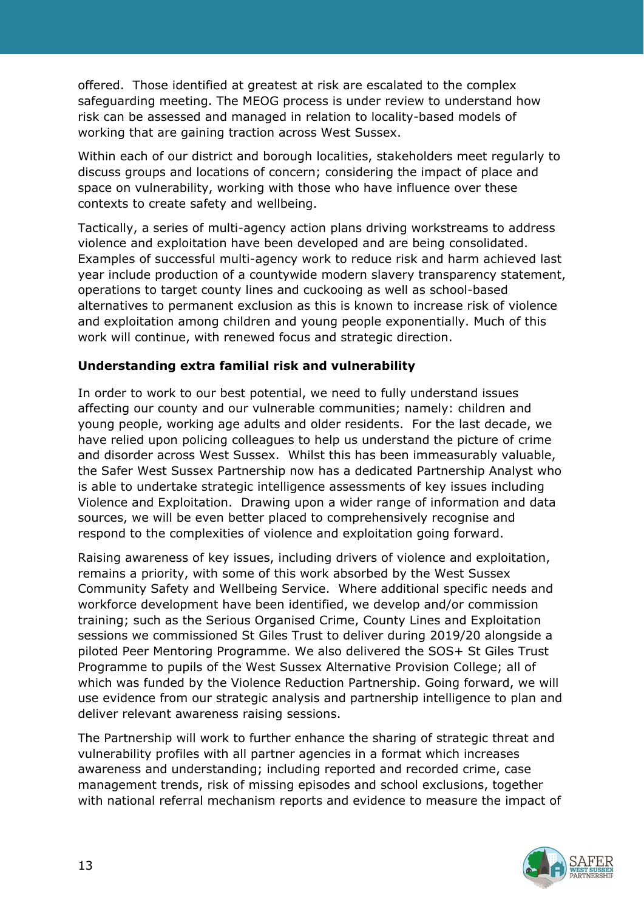offered. Those identified at greatest at risk are escalated to the complex safeguarding meeting. The MEOG process is under review to understand how risk can be assessed and managed in relation to locality-based models of working that are gaining traction across West Sussex.

Within each of our district and borough localities, stakeholders meet regularly to discuss groups and locations of concern; considering the impact of place and space on vulnerability, working with those who have influence over these contexts to create safety and wellbeing.

Tactically, a series of multi-agency action plans driving workstreams to address violence and exploitation have been developed and are being consolidated. Examples of successful multi-agency work to reduce risk and harm achieved last year include production of a countywide modern slavery transparency statement, operations to target county lines and cuckooing as well as school-based alternatives to permanent exclusion as this is known to increase risk of violence and exploitation among children and young people exponentially. Much of this work will continue, with renewed focus and strategic direction.

**Understanding extra familial risk and vulnerability**

In order to work to our best potential, we need to fully understand issues affecting our county and our vulnerable communities; namely: children and young people, working age adults and older residents. For the last decade, we have relied upon policing colleagues to help us understand the picture of crime and disorder across West Sussex. Whilst this has been immeasurably valuable, the Safer West Sussex Partnership now has a dedicated Partnership Analyst who is able to undertake strategic intelligence assessments of key issues including Violence and Exploitation. Drawing upon a wider range of information and data sources, we will be even better placed to comprehensively recognise and respond to the complexities of violence and exploitation going forward.

Raising awareness of key issues, including drivers of violence and exploitation, remains a priority, with some of this work absorbed by the West Sussex Community Safety and Wellbeing Service. Where additional specific needs and workforce development have been identified, we develop and/or commission training; such as the Serious Organised Crime, County Lines and Exploitation sessions we commissioned St Giles Trust to deliver during 2019/20 alongside a piloted Peer Mentoring Programme. We also delivered the SOS+ St Giles Trust Programme to pupils of the West Sussex Alternative Provision College; all of which was funded by the Violence Reduction Partnership. Going forward, we will use evidence from our strategic analysis and partnership intelligence to plan and deliver relevant awareness raising sessions.

The Partnership will work to further enhance the sharing of strategic threat and vulnerability profiles with all partner agencies in a format which increases awareness and understanding; including reported and recorded crime, case management trends, risk of missing episodes and school exclusions, together with national referral mechanism reports and evidence to measure the impact of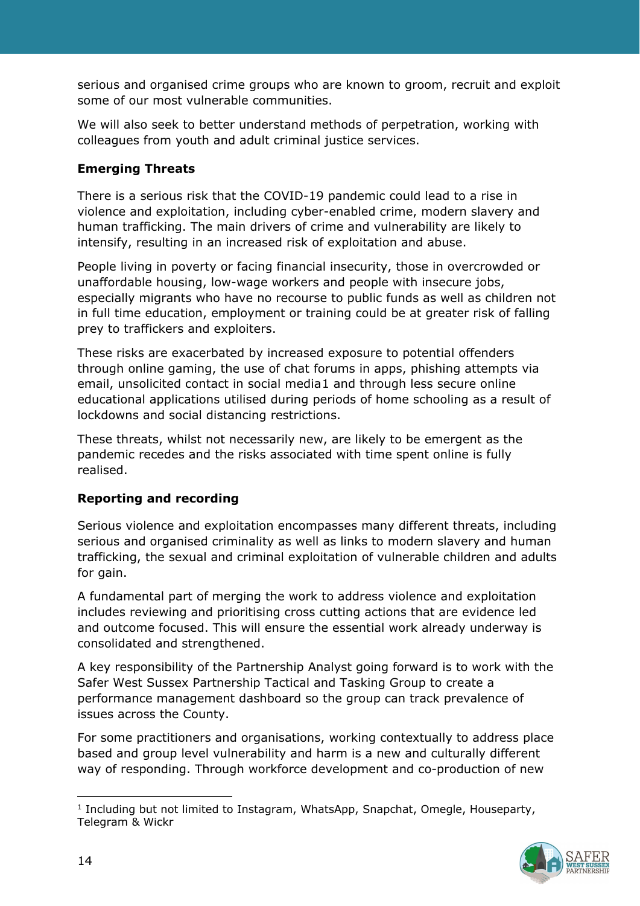serious and organised crime groups who are known to groom, recruit and exploit some of our most vulnerable communities.

We will also seek to better understand methods of perpetration, working with colleagues from youth and adult criminal justice services.

**Emerging Threats**

There is a serious risk that the COVID-19 pandemic could lead to a rise in violence and exploitation, including cyber-enabled crime, modern slavery and human trafficking. The main drivers of crime and vulnerability are likely to intensify, resulting in an increased risk of exploitation and abuse.

People living in poverty or facing financial insecurity, those in overcrowded or unaffordable housing, low-wage workers and people with insecure jobs, especially migrants who have no recourse to public funds as well as children not in full time education, employment or training could be at greater risk of falling prey to traffickers and exploiters.

These risks are exacerbated by increased exposure to potential offenders through online gaming, the use of chat forums in apps, phishing attempts via email, unsolicited contact in social media[1] and through less secure online educational applications utilised during periods of home schooling as a result of lockdowns and social distancing restrictions.

These threats, whilst not necessarily new, are likely to be emergent as the pandemic recedes and the risks associated with time spent online is fully realised.

**Reporting and recording**

Serious violence and exploitation encompasses many different threats, including serious and organised criminality as well as links to modern slavery and human trafficking, the sexual and criminal exploitation of vulnerable children and adults for gain.

A fundamental part of merging the work to address violence and exploitation includes reviewing and prioritising cross cutting actions that are evidence led and outcome focused. This will ensure the essential work already underway is consolidated and strengthened.

A key responsibility of the Partnership Analyst going forward is to work with the Safer West Sussex Partnership Tactical and Tasking Group to create a performance management dashboard so the group can track prevalence of issues across the County.

For some practitioners and organisations, working contextually to address place based and group level vulnerability and harm is a new and culturally different way of responding. Through workforce development and co-production of new

---

[1] Including but not limited to Instagram, WhatsApp, Snapchat, Omegle, Houseparty, Telegram & Wickr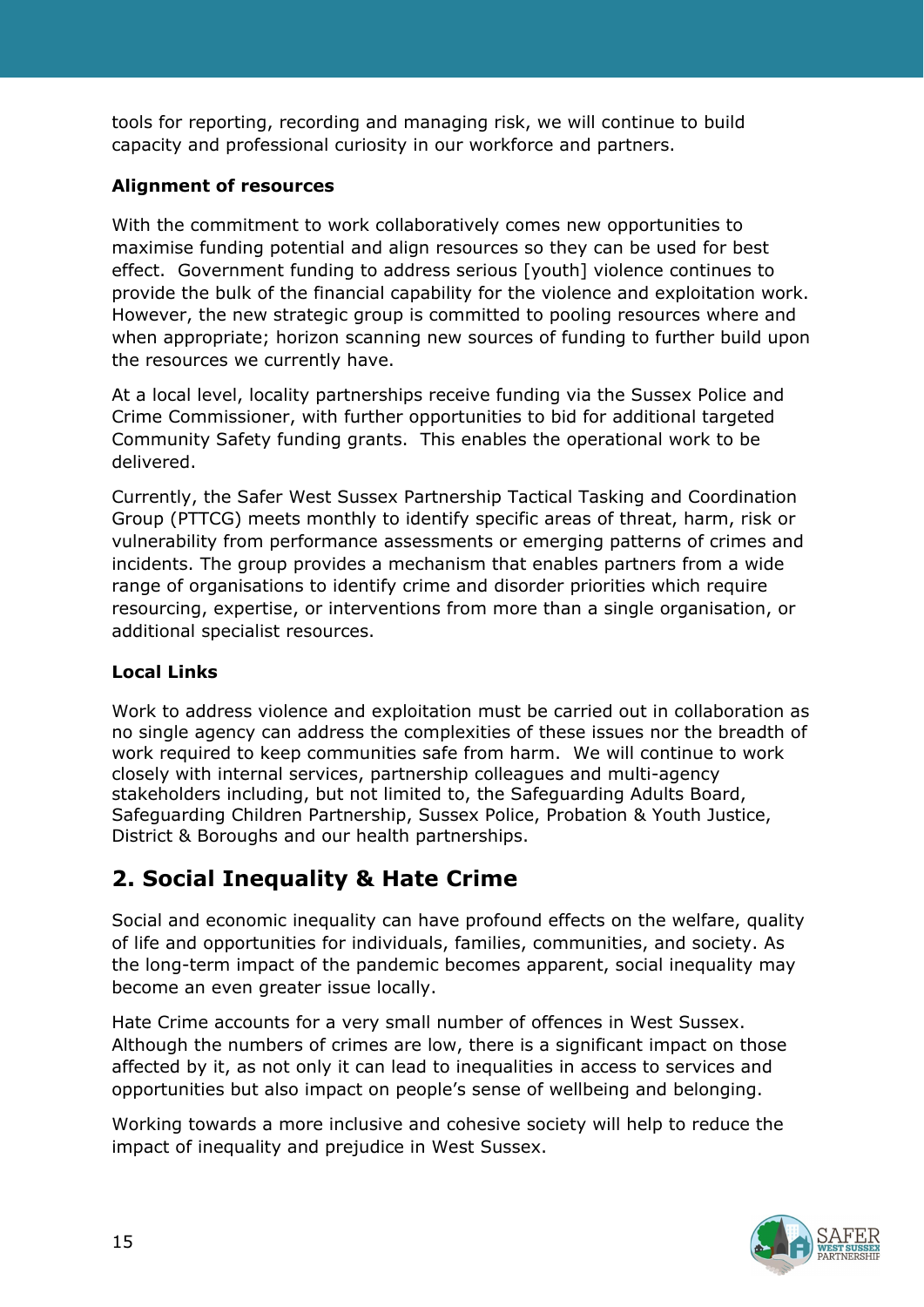tools for reporting, recording and managing risk, we will continue to build capacity and professional curiosity in our workforce and partners.

**Alignment of resources**

With the commitment to work collaboratively comes new opportunities to maximise funding potential and align resources so they can be used for best effect. Government funding to address serious [youth] violence continues to provide the bulk of the financial capability for the violence and exploitation work. However, the new strategic group is committed to pooling resources where and when appropriate; horizon scanning new sources of funding to further build upon the resources we currently have.

At a local level, locality partnerships receive funding via the Sussex Police and Crime Commissioner, with further opportunities to bid for additional targeted Community Safety funding grants. This enables the operational work to be delivered.

Currently, the Safer West Sussex Partnership Tactical Tasking and Coordination Group (PTTCG) meets monthly to identify specific areas of threat, harm, risk or vulnerability from performance assessments or emerging patterns of crimes and incidents. The group provides a mechanism that enables partners from a wide range of organisations to identify crime and disorder priorities which require resourcing, expertise, or interventions from more than a single organisation, or additional specialist resources.

**Local Links**

Work to address violence and exploitation must be carried out in collaboration as no single agency can address the complexities of these issues nor the breadth of work required to keep communities safe from harm. We will continue to work closely with internal services, partnership colleagues and multi-agency stakeholders including, but not limited to, the Safeguarding Adults Board, Safeguarding Children Partnership, Sussex Police, Probation & Youth Justice, District & Boroughs and our health partnerships.

## 2. Social Inequality & Hate Crime

Social and economic inequality can have profound effects on the welfare, quality of life and opportunities for individuals, families, communities, and society. As the long-term impact of the pandemic becomes apparent, social inequality may become an even greater issue locally.

Hate Crime accounts for a very small number of offences in West Sussex. Although the numbers of crimes are low, there is a significant impact on those affected by it, as not only it can lead to inequalities in access to services and opportunities but also impact on people's sense of wellbeing and belonging.

Working towards a more inclusive and cohesive society will help to reduce the impact of inequality and prejudice in West Sussex.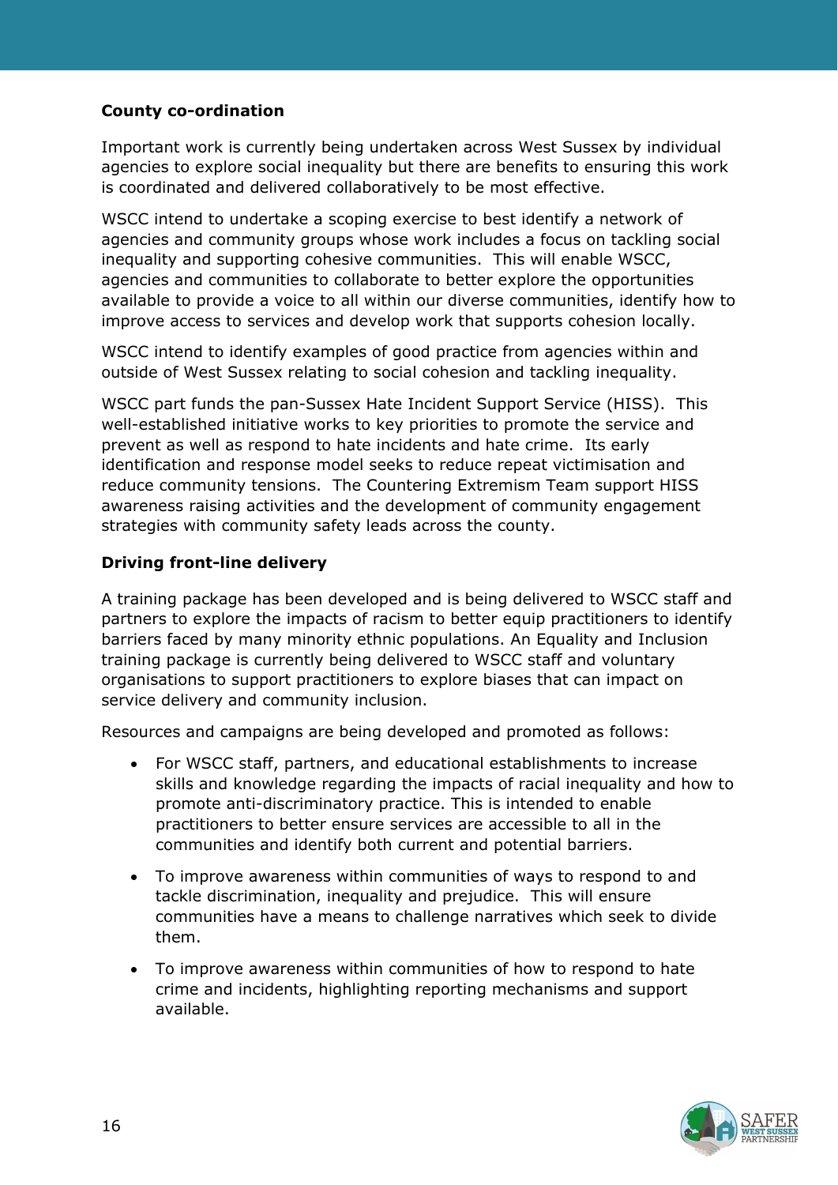**County co-ordination**

Important work is currently being undertaken across West Sussex by individual agencies to explore social inequality but there are benefits to ensuring this work is coordinated and delivered collaboratively to be most effective.

WSCC intend to undertake a scoping exercise to best identify a network of agencies and community groups whose work includes a focus on tackling social inequality and supporting cohesive communities. This will enable WSCC, agencies and communities to collaborate to better explore the opportunities available to provide a voice to all within our diverse communities, identify how to improve access to services and develop work that supports cohesion locally.

WSCC intend to identify examples of good practice from agencies within and outside of West Sussex relating to social cohesion and tackling inequality.

WSCC part funds the pan-Sussex Hate Incident Support Service (HISS). This well-established initiative works to key priorities to promote the service and prevent as well as respond to hate incidents and hate crime. Its early identification and response model seeks to reduce repeat victimisation and reduce community tensions. The Countering Extremism Team support HISS awareness raising activities and the development of community engagement strategies with community safety leads across the county.

**Driving front-line delivery**

A training package has been developed and is being delivered to WSCC staff and partners to explore the impacts of racism to better equip practitioners to identify barriers faced by many minority ethnic populations. An Equality and Inclusion training package is currently being delivered to WSCC staff and voluntary organisations to support practitioners to explore biases that can impact on service delivery and community inclusion.

Resources and campaigns are being developed and promoted as follows:

- For WSCC staff, partners, and educational establishments to increase skills and knowledge regarding the impacts of racial inequality and how to promote anti-discriminatory practice. This is intended to enable practitioners to better ensure services are accessible to all in the communities and identify both current and potential barriers.
- To improve awareness within communities of ways to respond to and tackle discrimination, inequality and prejudice. This will ensure communities have a means to challenge narratives which seek to divide them.
- To improve awareness within communities of how to respond to hate crime and incidents, highlighting reporting mechanisms and support available.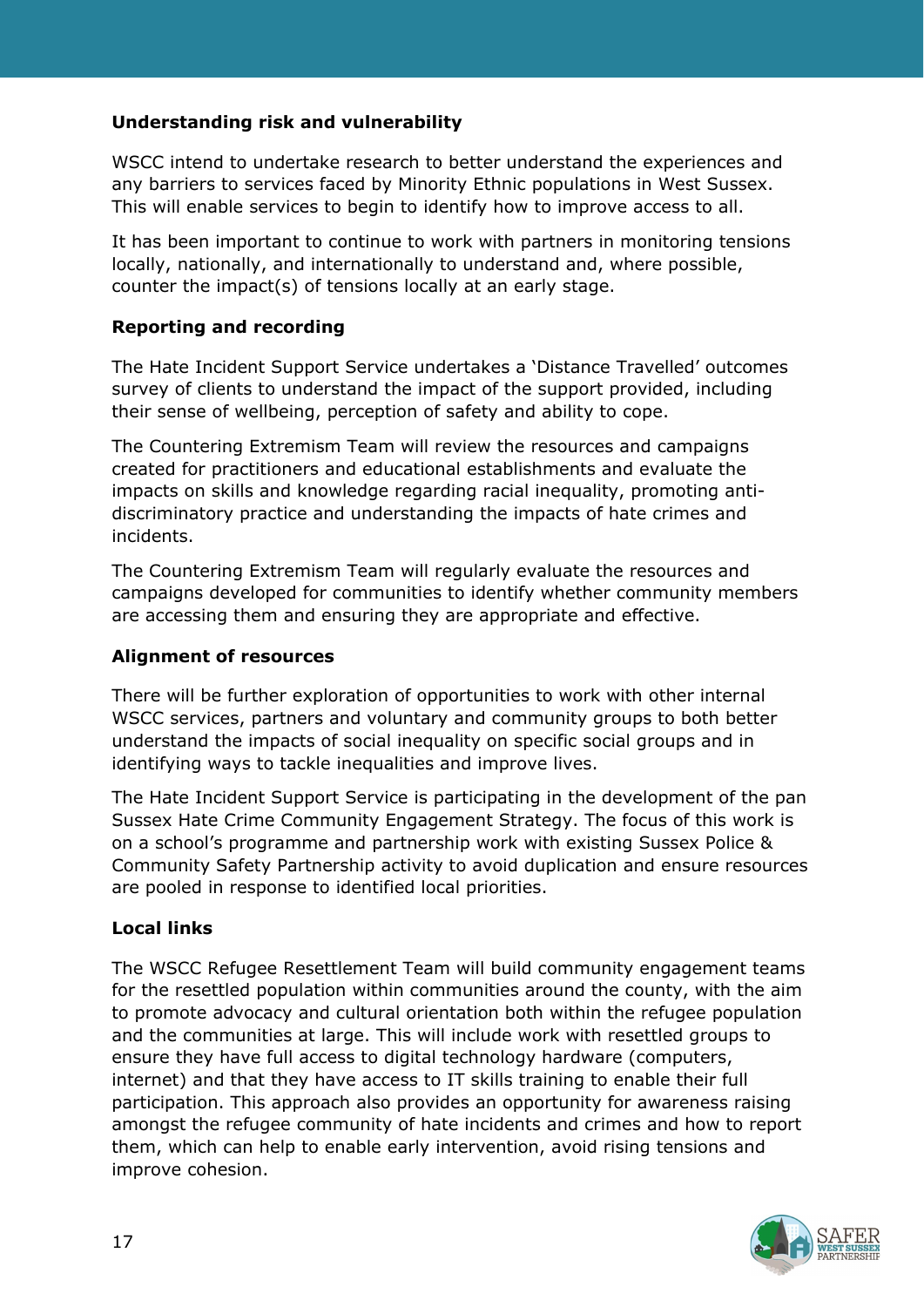**Understanding risk and vulnerability**

WSCC intend to undertake research to better understand the experiences and any barriers to services faced by Minority Ethnic populations in West Sussex. This will enable services to begin to identify how to improve access to all.

It has been important to continue to work with partners in monitoring tensions locally, nationally, and internationally to understand and, where possible, counter the impact(s) of tensions locally at an early stage.

**Reporting and recording**

The Hate Incident Support Service undertakes a 'Distance Travelled' outcomes survey of clients to understand the impact of the support provided, including their sense of wellbeing, perception of safety and ability to cope.

The Countering Extremism Team will review the resources and campaigns created for practitioners and educational establishments and evaluate the impacts on skills and knowledge regarding racial inequality, promoting anti-discriminatory practice and understanding the impacts of hate crimes and incidents.

The Countering Extremism Team will regularly evaluate the resources and campaigns developed for communities to identify whether community members are accessing them and ensuring they are appropriate and effective.

**Alignment of resources**

There will be further exploration of opportunities to work with other internal WSCC services, partners and voluntary and community groups to both better understand the impacts of social inequality on specific social groups and in identifying ways to tackle inequalities and improve lives.

The Hate Incident Support Service is participating in the development of the pan Sussex Hate Crime Community Engagement Strategy. The focus of this work is on a school's programme and partnership work with existing Sussex Police & Community Safety Partnership activity to avoid duplication and ensure resources are pooled in response to identified local priorities.

**Local links**

The WSCC Refugee Resettlement Team will build community engagement teams for the resettled population within communities around the county, with the aim to promote advocacy and cultural orientation both within the refugee population and the communities at large. This will include work with resettled groups to ensure they have full access to digital technology hardware (computers, internet) and that they have access to IT skills training to enable their full participation. This approach also provides an opportunity for awareness raising amongst the refugee community of hate incidents and crimes and how to report them, which can help to enable early intervention, avoid rising tensions and improve cohesion.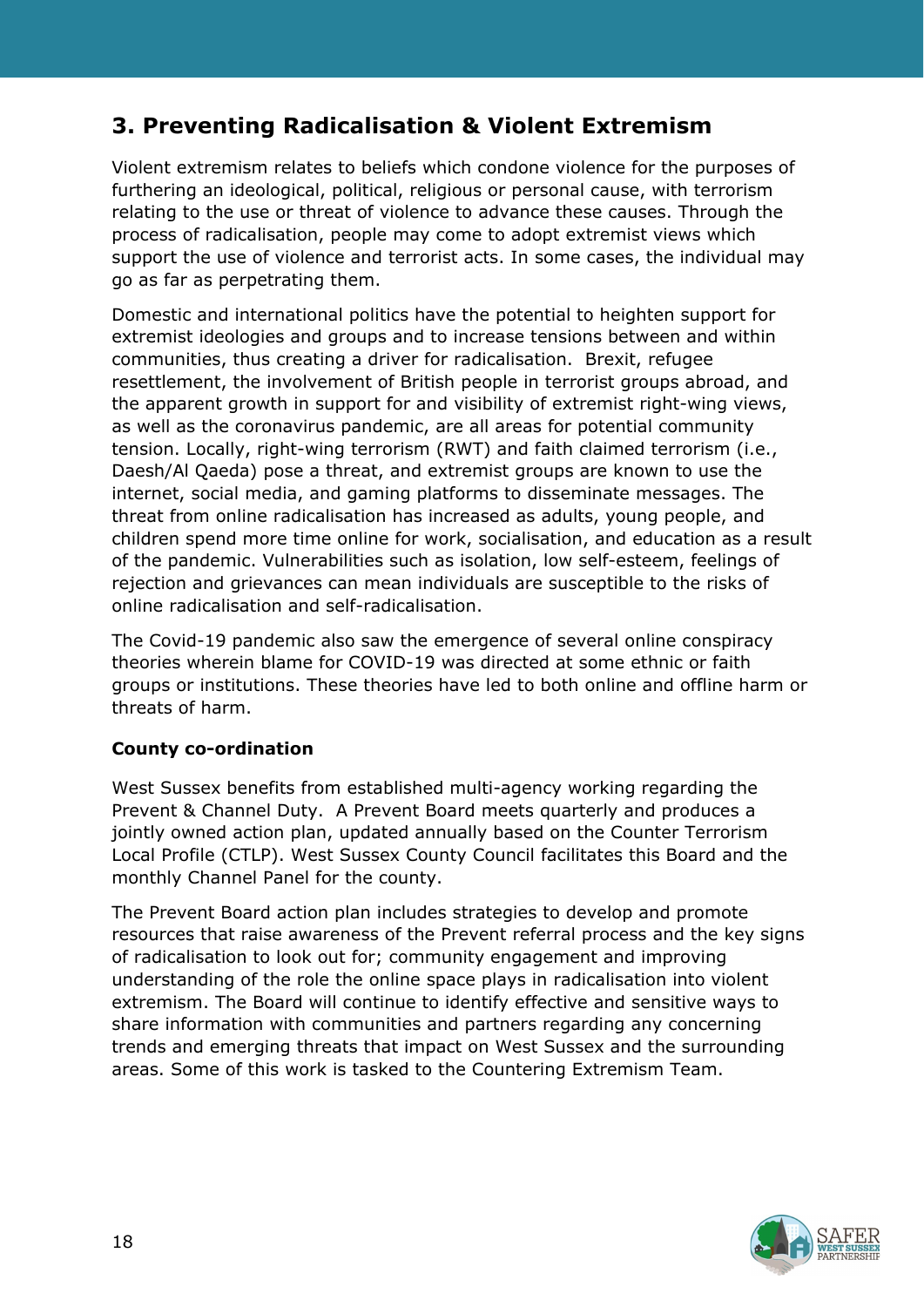## 3. Preventing Radicalisation & Violent Extremism

Violent extremism relates to beliefs which condone violence for the purposes of furthering an ideological, political, religious or personal cause, with terrorism relating to the use or threat of violence to advance these causes. Through the process of radicalisation, people may come to adopt extremist views which support the use of violence and terrorist acts. In some cases, the individual may go as far as perpetrating them.

Domestic and international politics have the potential to heighten support for extremist ideologies and groups and to increase tensions between and within communities, thus creating a driver for radicalisation. Brexit, refugee resettlement, the involvement of British people in terrorist groups abroad, and the apparent growth in support for and visibility of extremist right-wing views, as well as the coronavirus pandemic, are all areas for potential community tension. Locally, right-wing terrorism (RWT) and faith claimed terrorism (i.e., Daesh/Al Qaeda) pose a threat, and extremist groups are known to use the internet, social media, and gaming platforms to disseminate messages. The threat from online radicalisation has increased as adults, young people, and children spend more time online for work, socialisation, and education as a result of the pandemic. Vulnerabilities such as isolation, low self-esteem, feelings of rejection and grievances can mean individuals are susceptible to the risks of online radicalisation and self-radicalisation.

The Covid-19 pandemic also saw the emergence of several online conspiracy theories wherein blame for COVID-19 was directed at some ethnic or faith groups or institutions. These theories have led to both online and offline harm or threats of harm.

**County co-ordination**

West Sussex benefits from established multi-agency working regarding the Prevent & Channel Duty. A Prevent Board meets quarterly and produces a jointly owned action plan, updated annually based on the Counter Terrorism Local Profile (CTLP). West Sussex County Council facilitates this Board and the monthly Channel Panel for the county.

The Prevent Board action plan includes strategies to develop and promote resources that raise awareness of the Prevent referral process and the key signs of radicalisation to look out for; community engagement and improving understanding of the role the online space plays in radicalisation into violent extremism. The Board will continue to identify effective and sensitive ways to share information with communities and partners regarding any concerning trends and emerging threats that impact on West Sussex and the surrounding areas. Some of this work is tasked to the Countering Extremism Team.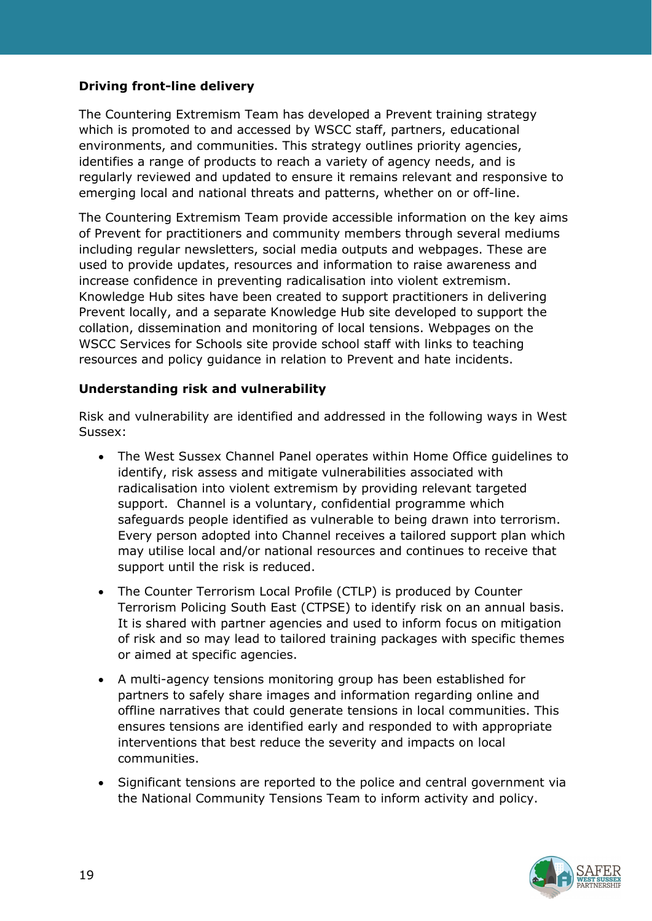**Driving front-line delivery**

The Countering Extremism Team has developed a Prevent training strategy which is promoted to and accessed by WSCC staff, partners, educational environments, and communities. This strategy outlines priority agencies, identifies a range of products to reach a variety of agency needs, and is regularly reviewed and updated to ensure it remains relevant and responsive to emerging local and national threats and patterns, whether on or off-line.

The Countering Extremism Team provide accessible information on the key aims of Prevent for practitioners and community members through several mediums including regular newsletters, social media outputs and webpages. These are used to provide updates, resources and information to raise awareness and increase confidence in preventing radicalisation into violent extremism. Knowledge Hub sites have been created to support practitioners in delivering Prevent locally, and a separate Knowledge Hub site developed to support the collation, dissemination and monitoring of local tensions. Webpages on the WSCC Services for Schools site provide school staff with links to teaching resources and policy guidance in relation to Prevent and hate incidents.

**Understanding risk and vulnerability**

Risk and vulnerability are identified and addressed in the following ways in West Sussex:

- The West Sussex Channel Panel operates within Home Office guidelines to identify, risk assess and mitigate vulnerabilities associated with radicalisation into violent extremism by providing relevant targeted support. Channel is a voluntary, confidential programme which safeguards people identified as vulnerable to being drawn into terrorism. Every person adopted into Channel receives a tailored support plan which may utilise local and/or national resources and continues to receive that support until the risk is reduced.
- The Counter Terrorism Local Profile (CTLP) is produced by Counter Terrorism Policing South East (CTPSE) to identify risk on an annual basis. It is shared with partner agencies and used to inform focus on mitigation of risk and so may lead to tailored training packages with specific themes or aimed at specific agencies.
- A multi-agency tensions monitoring group has been established for partners to safely share images and information regarding online and offline narratives that could generate tensions in local communities. This ensures tensions are identified early and responded to with appropriate interventions that best reduce the severity and impacts on local communities.
- Significant tensions are reported to the police and central government via the National Community Tensions Team to inform activity and policy.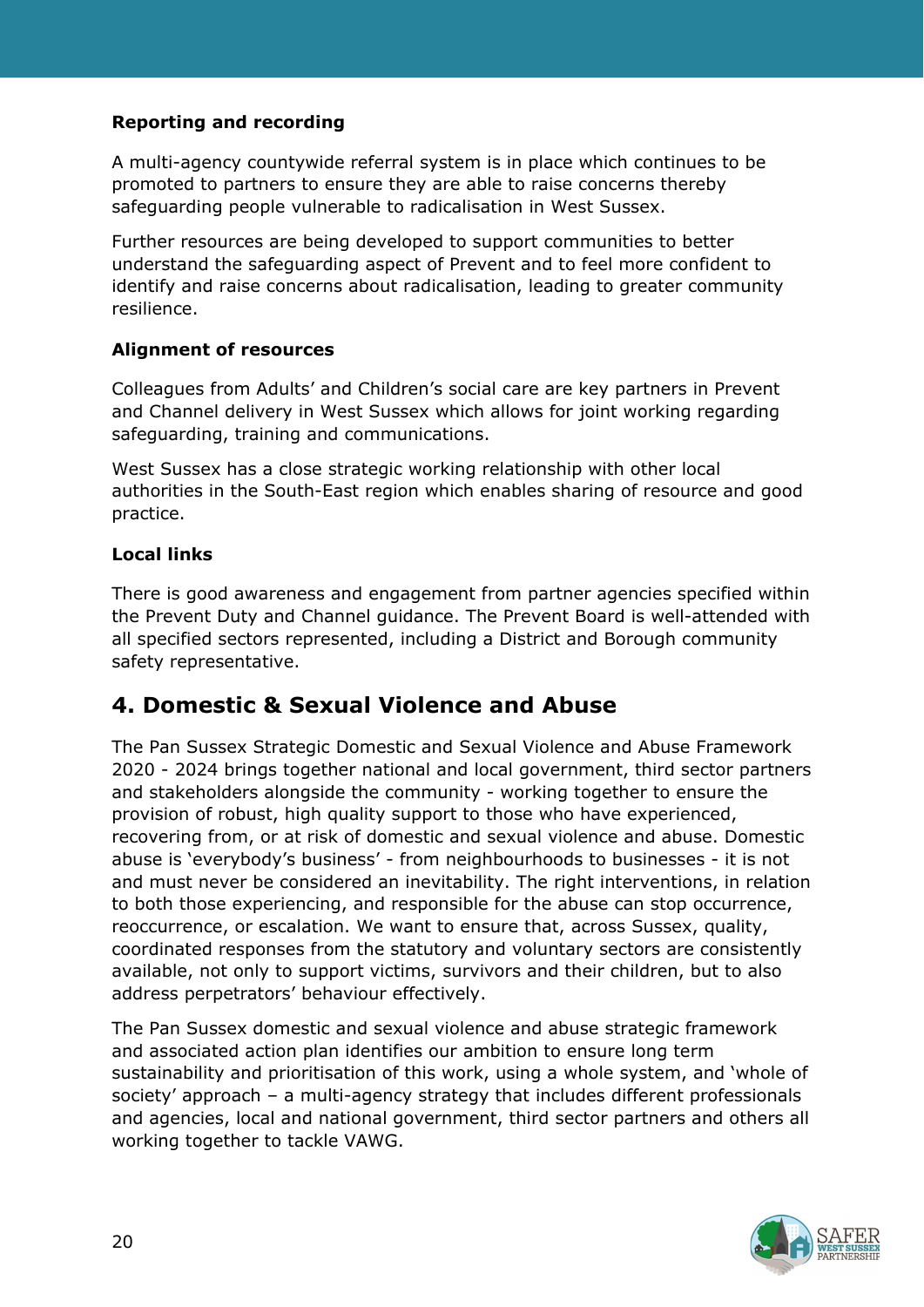**Reporting and recording**

A multi-agency countywide referral system is in place which continues to be promoted to partners to ensure they are able to raise concerns thereby safeguarding people vulnerable to radicalisation in West Sussex.

Further resources are being developed to support communities to better understand the safeguarding aspect of Prevent and to feel more confident to identify and raise concerns about radicalisation, leading to greater community resilience.

**Alignment of resources**

Colleagues from Adults' and Children's social care are key partners in Prevent and Channel delivery in West Sussex which allows for joint working regarding safeguarding, training and communications.

West Sussex has a close strategic working relationship with other local authorities in the South-East region which enables sharing of resource and good practice.

**Local links**

There is good awareness and engagement from partner agencies specified within the Prevent Duty and Channel guidance. The Prevent Board is well-attended with all specified sectors represented, including a District and Borough community safety representative.

## 4. Domestic & Sexual Violence and Abuse

The Pan Sussex Strategic Domestic and Sexual Violence and Abuse Framework 2020 - 2024 brings together national and local government, third sector partners and stakeholders alongside the community - working together to ensure the provision of robust, high quality support to those who have experienced, recovering from, or at risk of domestic and sexual violence and abuse. Domestic abuse is 'everybody's business' - from neighbourhoods to businesses - it is not and must never be considered an inevitability. The right interventions, in relation to both those experiencing, and responsible for the abuse can stop occurrence, reoccurrence, or escalation. We want to ensure that, across Sussex, quality, coordinated responses from the statutory and voluntary sectors are consistently available, not only to support victims, survivors and their children, but to also address perpetrators' behaviour effectively.

The Pan Sussex domestic and sexual violence and abuse strategic framework and associated action plan identifies our ambition to ensure long term sustainability and prioritisation of this work, using a whole system, and 'whole of society' approach – a multi-agency strategy that includes different professionals and agencies, local and national government, third sector partners and others all working together to tackle VAWG.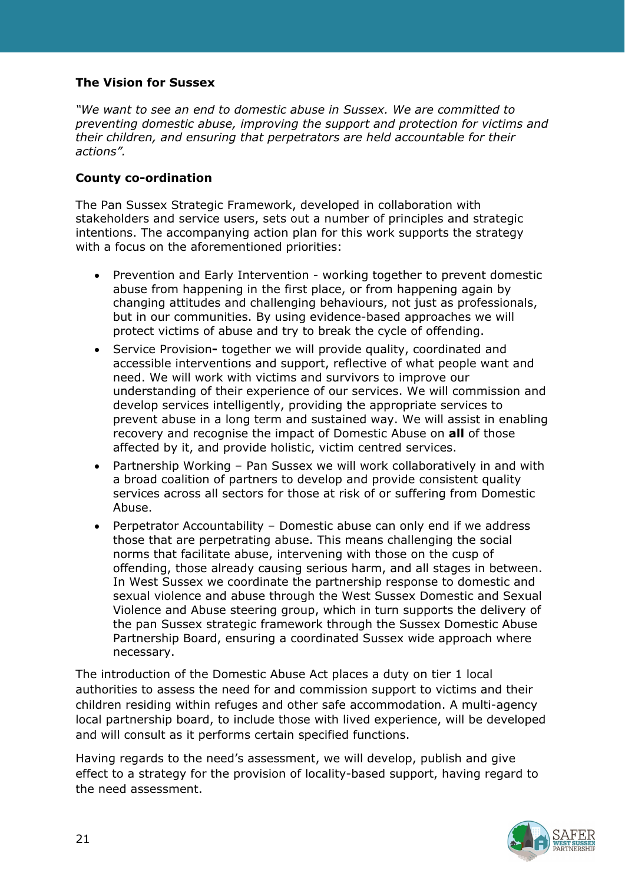**The Vision for Sussex**

*"We want to see an end to domestic abuse in Sussex. We are committed to preventing domestic abuse, improving the support and protection for victims and their children, and ensuring that perpetrators are held accountable for their actions".*

**County co-ordination**

The Pan Sussex Strategic Framework, developed in collaboration with stakeholders and service users, sets out a number of principles and strategic intentions. The accompanying action plan for this work supports the strategy with a focus on the aforementioned priorities:

- Prevention and Early Intervention - working together to prevent domestic abuse from happening in the first place, or from happening again by changing attitudes and challenging behaviours, not just as professionals, but in our communities. By using evidence-based approaches we will protect victims of abuse and try to break the cycle of offending.
- Service Provision**-** together we will provide quality, coordinated and accessible interventions and support, reflective of what people want and need. We will work with victims and survivors to improve our understanding of their experience of our services. We will commission and develop services intelligently, providing the appropriate services to prevent abuse in a long term and sustained way. We will assist in enabling recovery and recognise the impact of Domestic Abuse on **all** of those affected by it, and provide holistic, victim centred services.
- Partnership Working – Pan Sussex we will work collaboratively in and with a broad coalition of partners to develop and provide consistent quality services across all sectors for those at risk of or suffering from Domestic Abuse.
- Perpetrator Accountability – Domestic abuse can only end if we address those that are perpetrating abuse. This means challenging the social norms that facilitate abuse, intervening with those on the cusp of offending, those already causing serious harm, and all stages in between. In West Sussex we coordinate the partnership response to domestic and sexual violence and abuse through the West Sussex Domestic and Sexual Violence and Abuse steering group, which in turn supports the delivery of the pan Sussex strategic framework through the Sussex Domestic Abuse Partnership Board, ensuring a coordinated Sussex wide approach where necessary.

The introduction of the Domestic Abuse Act places a duty on tier 1 local authorities to assess the need for and commission support to victims and their children residing within refuges and other safe accommodation. A multi-agency local partnership board, to include those with lived experience, will be developed and will consult as it performs certain specified functions.

Having regards to the need's assessment, we will develop, publish and give effect to a strategy for the provision of locality-based support, having regard to the need assessment.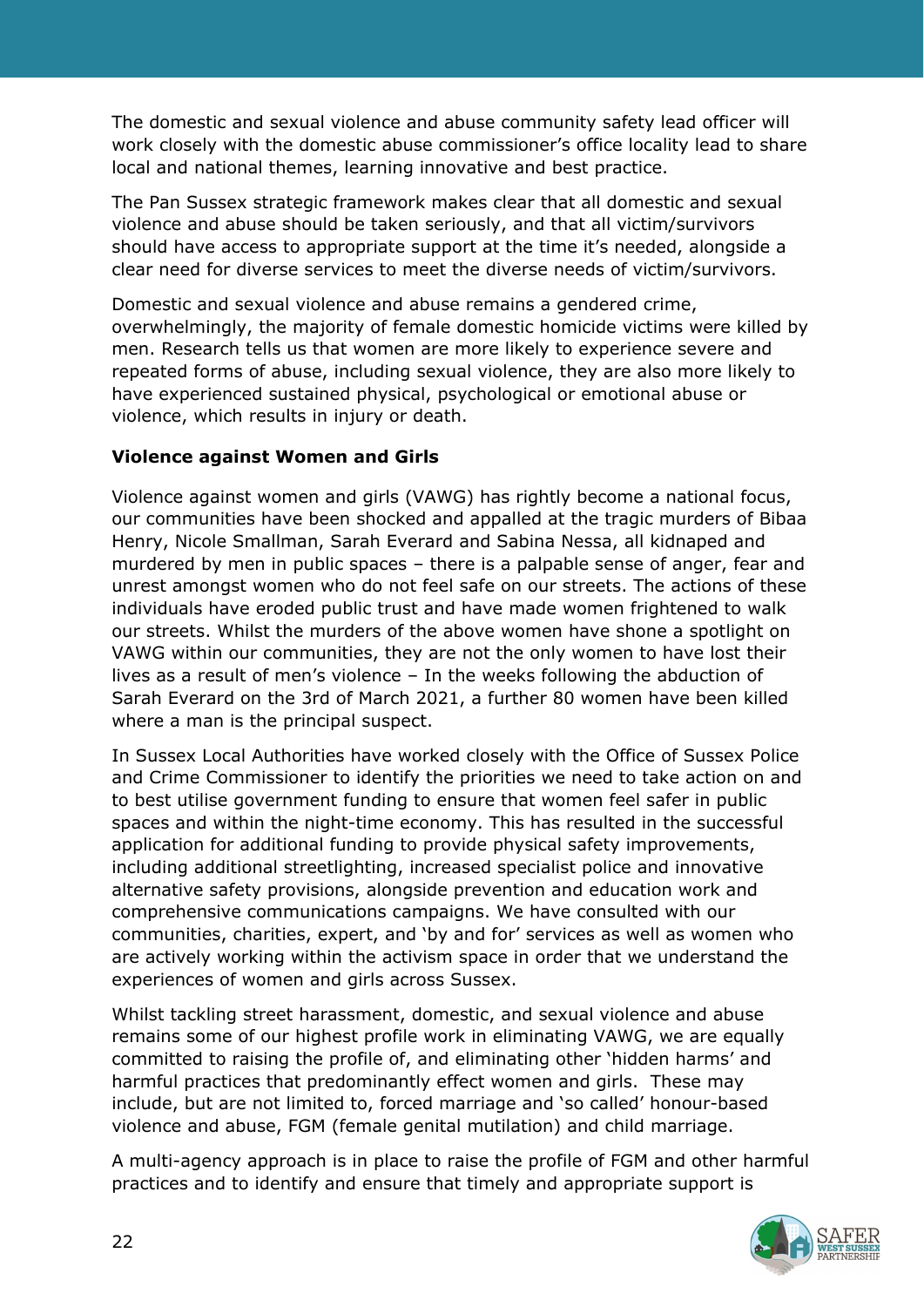The domestic and sexual violence and abuse community safety lead officer will work closely with the domestic abuse commissioner's office locality lead to share local and national themes, learning innovative and best practice.

The Pan Sussex strategic framework makes clear that all domestic and sexual violence and abuse should be taken seriously, and that all victim/survivors should have access to appropriate support at the time it's needed, alongside a clear need for diverse services to meet the diverse needs of victim/survivors.

Domestic and sexual violence and abuse remains a gendered crime, overwhelmingly, the majority of female domestic homicide victims were killed by men. Research tells us that women are more likely to experience severe and repeated forms of abuse, including sexual violence, they are also more likely to have experienced sustained physical, psychological or emotional abuse or violence, which results in injury or death.

**Violence against Women and Girls**

Violence against women and girls (VAWG) has rightly become a national focus, our communities have been shocked and appalled at the tragic murders of Bibaa Henry, Nicole Smallman, Sarah Everard and Sabina Nessa, all kidnaped and murdered by men in public spaces – there is a palpable sense of anger, fear and unrest amongst women who do not feel safe on our streets. The actions of these individuals have eroded public trust and have made women frightened to walk our streets. Whilst the murders of the above women have shone a spotlight on VAWG within our communities, they are not the only women to have lost their lives as a result of men's violence – In the weeks following the abduction of Sarah Everard on the 3rd of March 2021, a further 80 women have been killed where a man is the principal suspect.

In Sussex Local Authorities have worked closely with the Office of Sussex Police and Crime Commissioner to identify the priorities we need to take action on and to best utilise government funding to ensure that women feel safer in public spaces and within the night-time economy. This has resulted in the successful application for additional funding to provide physical safety improvements, including additional streetlighting, increased specialist police and innovative alternative safety provisions, alongside prevention and education work and comprehensive communications campaigns. We have consulted with our communities, charities, expert, and 'by and for' services as well as women who are actively working within the activism space in order that we understand the experiences of women and girls across Sussex.

Whilst tackling street harassment, domestic, and sexual violence and abuse remains some of our highest profile work in eliminating VAWG, we are equally committed to raising the profile of, and eliminating other 'hidden harms' and harmful practices that predominantly effect women and girls. These may include, but are not limited to, forced marriage and 'so called' honour-based violence and abuse, FGM (female genital mutilation) and child marriage.

A multi-agency approach is in place to raise the profile of FGM and other harmful practices and to identify and ensure that timely and appropriate support is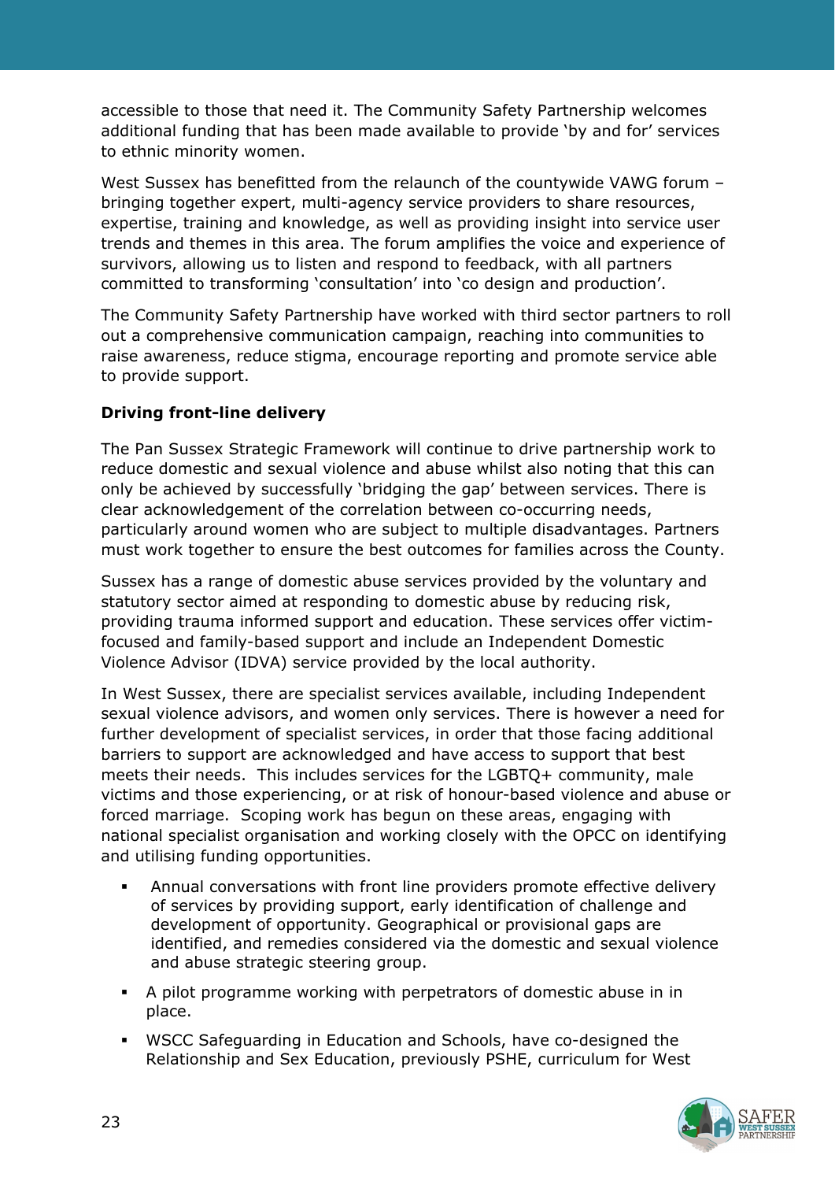accessible to those that need it. The Community Safety Partnership welcomes additional funding that has been made available to provide 'by and for' services to ethnic minority women.

West Sussex has benefitted from the relaunch of the countywide VAWG forum – bringing together expert, multi-agency service providers to share resources, expertise, training and knowledge, as well as providing insight into service user trends and themes in this area. The forum amplifies the voice and experience of survivors, allowing us to listen and respond to feedback, with all partners committed to transforming 'consultation' into 'co design and production'.

The Community Safety Partnership have worked with third sector partners to roll out a comprehensive communication campaign, reaching into communities to raise awareness, reduce stigma, encourage reporting and promote service able to provide support.

**Driving front-line delivery**

The Pan Sussex Strategic Framework will continue to drive partnership work to reduce domestic and sexual violence and abuse whilst also noting that this can only be achieved by successfully 'bridging the gap' between services. There is clear acknowledgement of the correlation between co-occurring needs, particularly around women who are subject to multiple disadvantages. Partners must work together to ensure the best outcomes for families across the County.

Sussex has a range of domestic abuse services provided by the voluntary and statutory sector aimed at responding to domestic abuse by reducing risk, providing trauma informed support and education. These services offer victim-focused and family-based support and include an Independent Domestic Violence Advisor (IDVA) service provided by the local authority.

In West Sussex, there are specialist services available, including Independent sexual violence advisors, and women only services. There is however a need for further development of specialist services, in order that those facing additional barriers to support are acknowledged and have access to support that best meets their needs. This includes services for the LGBTQ+ community, male victims and those experiencing, or at risk of honour-based violence and abuse or forced marriage. Scoping work has begun on these areas, engaging with national specialist organisation and working closely with the OPCC on identifying and utilising funding opportunities.

- Annual conversations with front line providers promote effective delivery of services by providing support, early identification of challenge and development of opportunity. Geographical or provisional gaps are identified, and remedies considered via the domestic and sexual violence and abuse strategic steering group.
- A pilot programme working with perpetrators of domestic abuse in in place.
- WSCC Safeguarding in Education and Schools, have co-designed the Relationship and Sex Education, previously PSHE, curriculum for West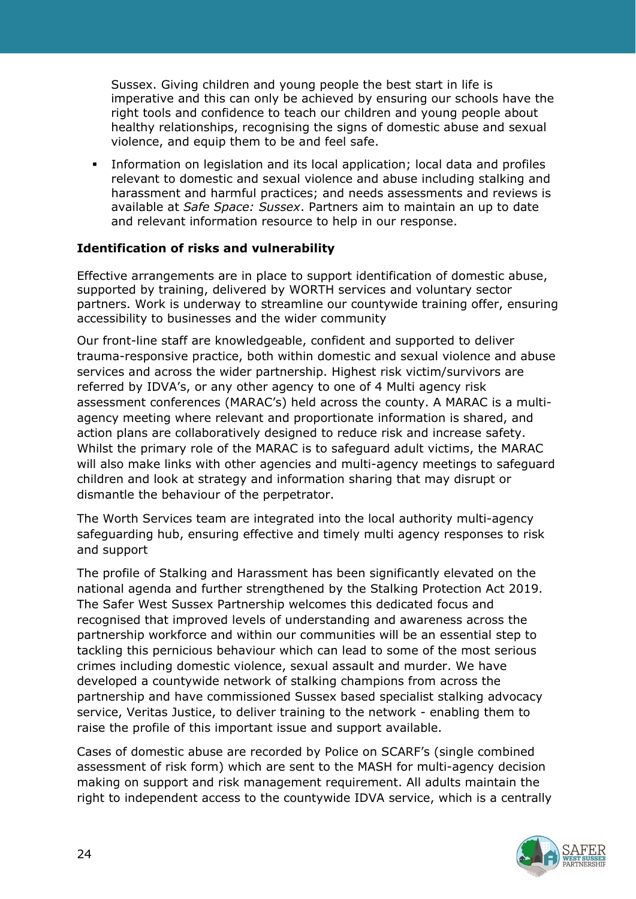Sussex. Giving children and young people the best start in life is imperative and this can only be achieved by ensuring our schools have the right tools and confidence to teach our children and young people about healthy relationships, recognising the signs of domestic abuse and sexual violence, and equip them to be and feel safe.

- Information on legislation and its local application; local data and profiles relevant to domestic and sexual violence and abuse including stalking and harassment and harmful practices; and needs assessments and reviews is available at *Safe Space: Sussex*. Partners aim to maintain an up to date and relevant information resource to help in our response.

**Identification of risks and vulnerability**

Effective arrangements are in place to support identification of domestic abuse, supported by training, delivered by WORTH services and voluntary sector partners. Work is underway to streamline our countywide training offer, ensuring accessibility to businesses and the wider community

Our front-line staff are knowledgeable, confident and supported to deliver trauma-responsive practice, both within domestic and sexual violence and abuse services and across the wider partnership. Highest risk victim/survivors are referred by IDVA's, or any other agency to one of 4 Multi agency risk assessment conferences (MARAC's) held across the county. A MARAC is a multi-agency meeting where relevant and proportionate information is shared, and action plans are collaboratively designed to reduce risk and increase safety. Whilst the primary role of the MARAC is to safeguard adult victims, the MARAC will also make links with other agencies and multi-agency meetings to safeguard children and look at strategy and information sharing that may disrupt or dismantle the behaviour of the perpetrator.

The Worth Services team are integrated into the local authority multi-agency safeguarding hub, ensuring effective and timely multi agency responses to risk and support

The profile of Stalking and Harassment has been significantly elevated on the national agenda and further strengthened by the Stalking Protection Act 2019. The Safer West Sussex Partnership welcomes this dedicated focus and recognised that improved levels of understanding and awareness across the partnership workforce and within our communities will be an essential step to tackling this pernicious behaviour which can lead to some of the most serious crimes including domestic violence, sexual assault and murder. We have developed a countywide network of stalking champions from across the partnership and have commissioned Sussex based specialist stalking advocacy service, Veritas Justice, to deliver training to the network - enabling them to raise the profile of this important issue and support available.

Cases of domestic abuse are recorded by Police on SCARF's (single combined assessment of risk form) which are sent to the MASH for multi-agency decision making on support and risk management requirement. All adults maintain the right to independent access to the countywide IDVA service, which is a centrally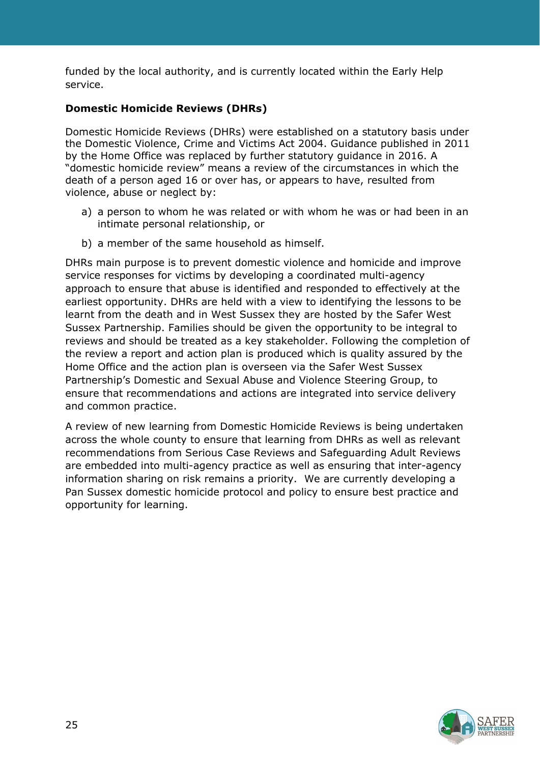funded by the local authority, and is currently located within the Early Help service.

**Domestic Homicide Reviews (DHRs)**

Domestic Homicide Reviews (DHRs) were established on a statutory basis under the Domestic Violence, Crime and Victims Act 2004. Guidance published in 2011 by the Home Office was replaced by further statutory guidance in 2016. A "domestic homicide review" means a review of the circumstances in which the death of a person aged 16 or over has, or appears to have, resulted from violence, abuse or neglect by:

a) a person to whom he was related or with whom he was or had been in an intimate personal relationship, or

b) a member of the same household as himself.

DHRs main purpose is to prevent domestic violence and homicide and improve service responses for victims by developing a coordinated multi-agency approach to ensure that abuse is identified and responded to effectively at the earliest opportunity. DHRs are held with a view to identifying the lessons to be learnt from the death and in West Sussex they are hosted by the Safer West Sussex Partnership. Families should be given the opportunity to be integral to reviews and should be treated as a key stakeholder. Following the completion of the review a report and action plan is produced which is quality assured by the Home Office and the action plan is overseen via the Safer West Sussex Partnership's Domestic and Sexual Abuse and Violence Steering Group, to ensure that recommendations and actions are integrated into service delivery and common practice.

A review of new learning from Domestic Homicide Reviews is being undertaken across the whole county to ensure that learning from DHRs as well as relevant recommendations from Serious Case Reviews and Safeguarding Adult Reviews are embedded into multi-agency practice as well as ensuring that inter-agency information sharing on risk remains a priority. We are currently developing a Pan Sussex domestic homicide protocol and policy to ensure best practice and opportunity for learning.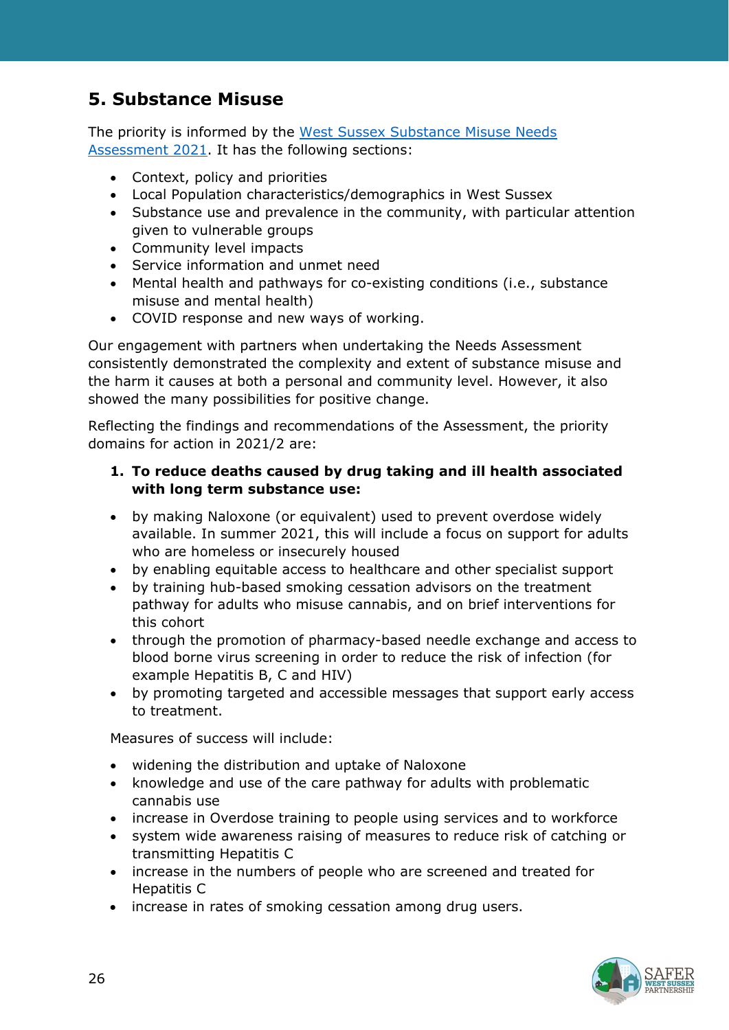## 5. Substance Misuse

The priority is informed by the [West Sussex Substance Misuse Needs Assessment 2021](). It has the following sections:

- Context, policy and priorities
- Local Population characteristics/demographics in West Sussex
- Substance use and prevalence in the community, with particular attention given to vulnerable groups
- Community level impacts
- Service information and unmet need
- Mental health and pathways for co-existing conditions (i.e., substance misuse and mental health)
- COVID response and new ways of working.

Our engagement with partners when undertaking the Needs Assessment consistently demonstrated the complexity and extent of substance misuse and the harm it causes at both a personal and community level. However, it also showed the many possibilities for positive change.

Reflecting the findings and recommendations of the Assessment, the priority domains for action in 2021/2 are:

1. **To reduce deaths caused by drug taking and ill health associated with long term substance use:**

- by making Naloxone (or equivalent) used to prevent overdose widely available. In summer 2021, this will include a focus on support for adults who are homeless or insecurely housed
- by enabling equitable access to healthcare and other specialist support
- by training hub-based smoking cessation advisors on the treatment pathway for adults who misuse cannabis, and on brief interventions for this cohort
- through the promotion of pharmacy-based needle exchange and access to blood borne virus screening in order to reduce the risk of infection (for example Hepatitis B, C and HIV)
- by promoting targeted and accessible messages that support early access to treatment.

Measures of success will include:

- widening the distribution and uptake of Naloxone
- knowledge and use of the care pathway for adults with problematic cannabis use
- increase in Overdose training to people using services and to workforce
- system wide awareness raising of measures to reduce risk of catching or transmitting Hepatitis C
- increase in the numbers of people who are screened and treated for Hepatitis C
- increase in rates of smoking cessation among drug users.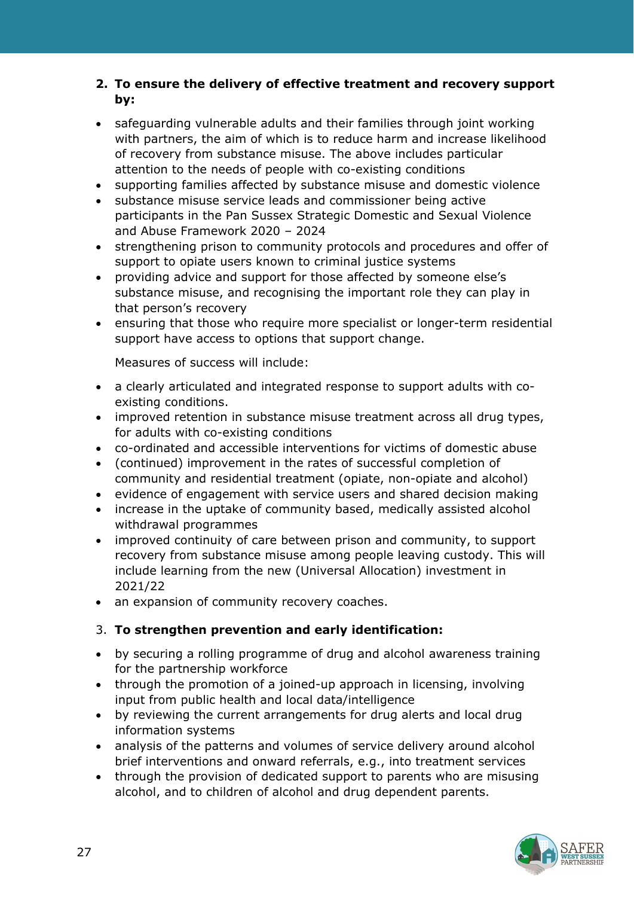2. **To ensure the delivery of effective treatment and recovery support by:**

- safeguarding vulnerable adults and their families through joint working with partners, the aim of which is to reduce harm and increase likelihood of recovery from substance misuse. The above includes particular attention to the needs of people with co-existing conditions
- supporting families affected by substance misuse and domestic violence
- substance misuse service leads and commissioner being active participants in the Pan Sussex Strategic Domestic and Sexual Violence and Abuse Framework 2020 – 2024
- strengthening prison to community protocols and procedures and offer of support to opiate users known to criminal justice systems
- providing advice and support for those affected by someone else's substance misuse, and recognising the important role they can play in that person's recovery
- ensuring that those who require more specialist or longer-term residential support have access to options that support change.

Measures of success will include:

- a clearly articulated and integrated response to support adults with co-existing conditions.
- improved retention in substance misuse treatment across all drug types, for adults with co-existing conditions
- co-ordinated and accessible interventions for victims of domestic abuse
- (continued) improvement in the rates of successful completion of community and residential treatment (opiate, non-opiate and alcohol)
- evidence of engagement with service users and shared decision making
- increase in the uptake of community based, medically assisted alcohol withdrawal programmes
- improved continuity of care between prison and community, to support recovery from substance misuse among people leaving custody. This will include learning from the new (Universal Allocation) investment in 2021/22
- an expansion of community recovery coaches.

3. **To strengthen prevention and early identification:**

- by securing a rolling programme of drug and alcohol awareness training for the partnership workforce
- through the promotion of a joined-up approach in licensing, involving input from public health and local data/intelligence
- by reviewing the current arrangements for drug alerts and local drug information systems
- analysis of the patterns and volumes of service delivery around alcohol brief interventions and onward referrals, e.g., into treatment services
- through the provision of dedicated support to parents who are misusing alcohol, and to children of alcohol and drug dependent parents.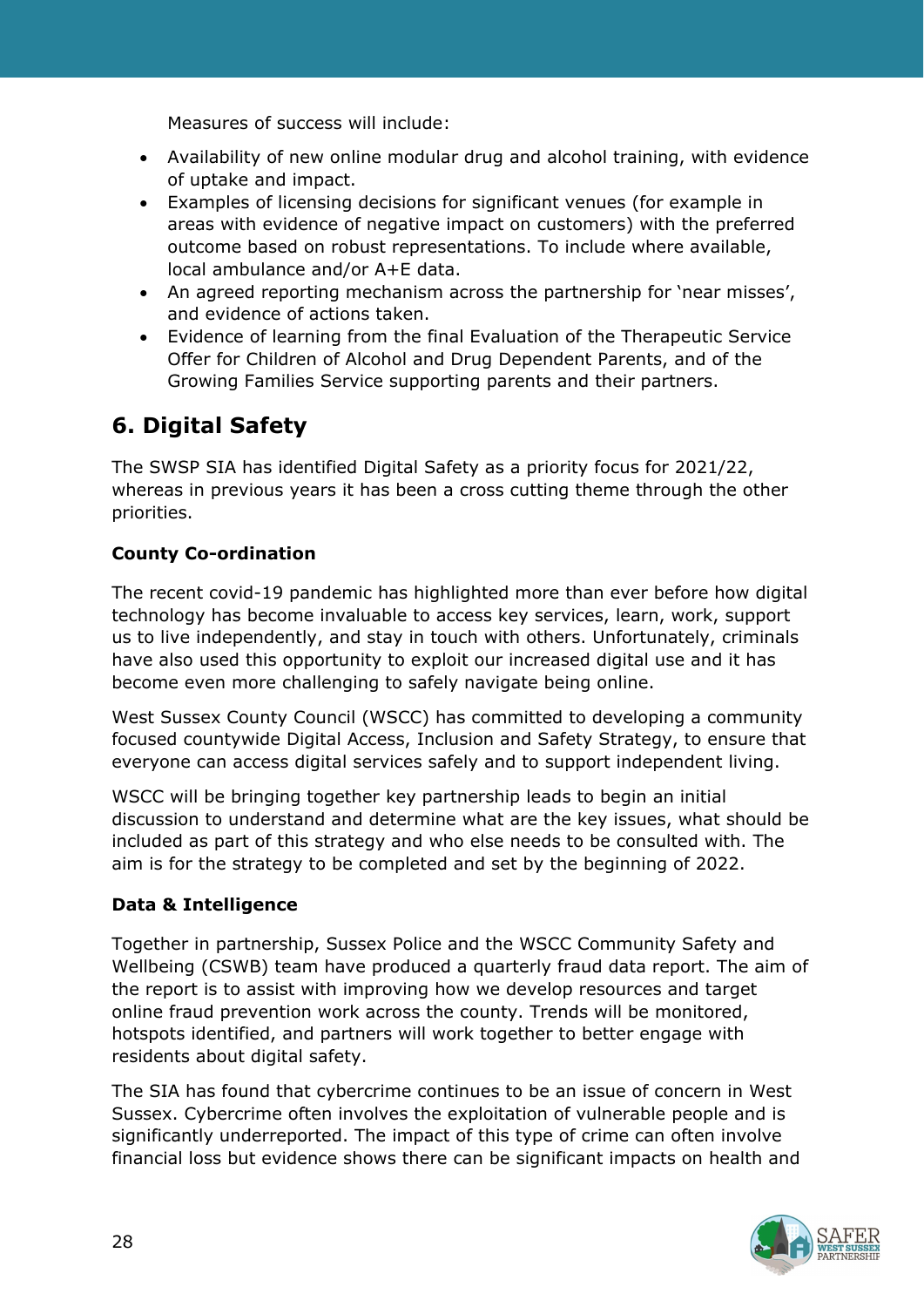Measures of success will include:

- Availability of new online modular drug and alcohol training, with evidence of uptake and impact.
- Examples of licensing decisions for significant venues (for example in areas with evidence of negative impact on customers) with the preferred outcome based on robust representations. To include where available, local ambulance and/or A+E data.
- An agreed reporting mechanism across the partnership for 'near misses', and evidence of actions taken.
- Evidence of learning from the final Evaluation of the Therapeutic Service Offer for Children of Alcohol and Drug Dependent Parents, and of the Growing Families Service supporting parents and their partners.

## 6. Digital Safety

The SWSP SIA has identified Digital Safety as a priority focus for 2021/22, whereas in previous years it has been a cross cutting theme through the other priorities.

**County Co-ordination**

The recent covid-19 pandemic has highlighted more than ever before how digital technology has become invaluable to access key services, learn, work, support us to live independently, and stay in touch with others. Unfortunately, criminals have also used this opportunity to exploit our increased digital use and it has become even more challenging to safely navigate being online.

West Sussex County Council (WSCC) has committed to developing a community focused countywide Digital Access, Inclusion and Safety Strategy, to ensure that everyone can access digital services safely and to support independent living.

WSCC will be bringing together key partnership leads to begin an initial discussion to understand and determine what are the key issues, what should be included as part of this strategy and who else needs to be consulted with. The aim is for the strategy to be completed and set by the beginning of 2022.

**Data & Intelligence**

Together in partnership, Sussex Police and the WSCC Community Safety and Wellbeing (CSWB) team have produced a quarterly fraud data report. The aim of the report is to assist with improving how we develop resources and target online fraud prevention work across the county. Trends will be monitored, hotspots identified, and partners will work together to better engage with residents about digital safety.

The SIA has found that cybercrime continues to be an issue of concern in West Sussex. Cybercrime often involves the exploitation of vulnerable people and is significantly underreported. The impact of this type of crime can often involve financial loss but evidence shows there can be significant impacts on health and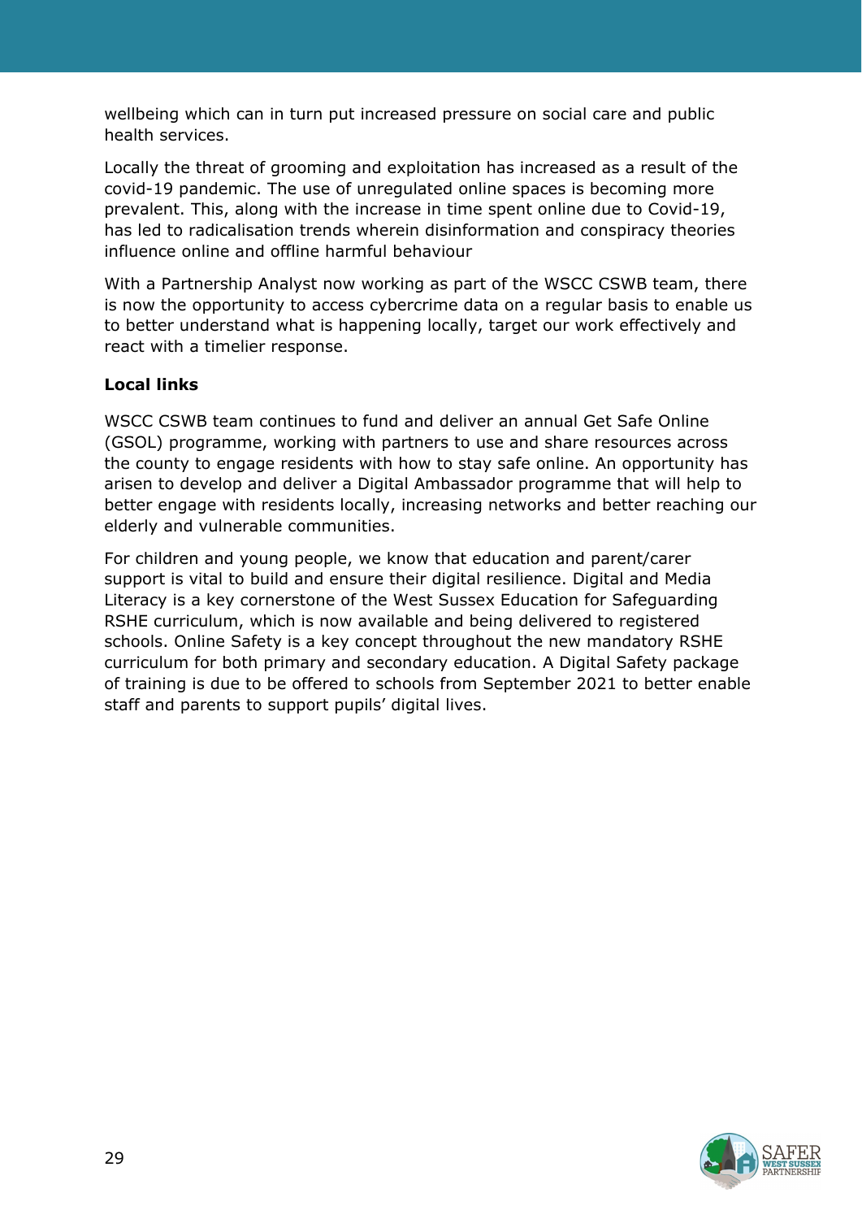wellbeing which can in turn put increased pressure on social care and public health services.

Locally the threat of grooming and exploitation has increased as a result of the covid-19 pandemic. The use of unregulated online spaces is becoming more prevalent. This, along with the increase in time spent online due to Covid-19, has led to radicalisation trends wherein disinformation and conspiracy theories influence online and offline harmful behaviour

With a Partnership Analyst now working as part of the WSCC CSWB team, there is now the opportunity to access cybercrime data on a regular basis to enable us to better understand what is happening locally, target our work effectively and react with a timelier response.

**Local links**

WSCC CSWB team continues to fund and deliver an annual Get Safe Online (GSOL) programme, working with partners to use and share resources across the county to engage residents with how to stay safe online. An opportunity has arisen to develop and deliver a Digital Ambassador programme that will help to better engage with residents locally, increasing networks and better reaching our elderly and vulnerable communities.

For children and young people, we know that education and parent/carer support is vital to build and ensure their digital resilience. Digital and Media Literacy is a key cornerstone of the West Sussex Education for Safeguarding RSHE curriculum, which is now available and being delivered to registered schools. Online Safety is a key concept throughout the new mandatory RSHE curriculum for both primary and secondary education. A Digital Safety package of training is due to be offered to schools from September 2021 to better enable staff and parents to support pupils' digital lives.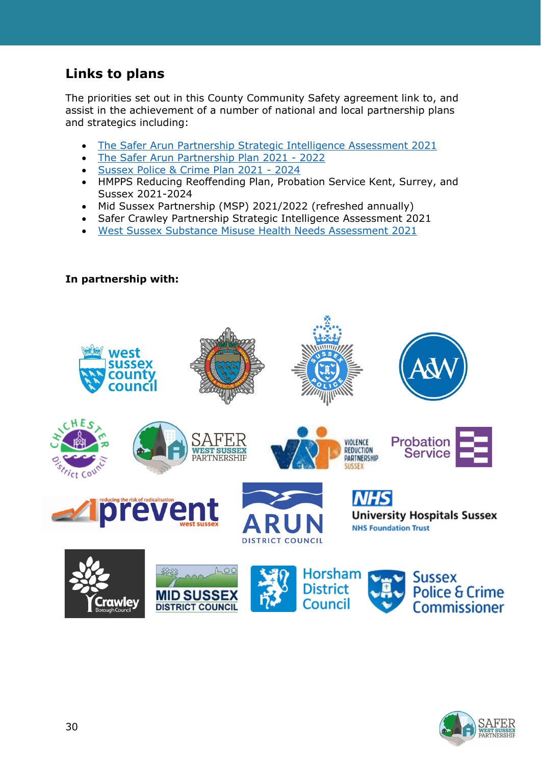## Links to plans

The priorities set out in this County Community Safety agreement link to, and assist in the achievement of a number of national and local partnership plans and strategics including:

- The Safer Arun Partnership Strategic Intelligence Assessment 2021
- The Safer Arun Partnership Plan 2021 - 2022
- Sussex Police & Crime Plan 2021 - 2024
- HMPPS Reducing Reoffending Plan, Probation Service Kent, Surrey, and Sussex 2021-2024
- Mid Sussex Partnership (MSP) 2021/2022 (refreshed annually)
- Safer Crawley Partnership Strategic Intelligence Assessment 2021
- West Sussex Substance Misuse Health Needs Assessment 2021

**In partnership with:**